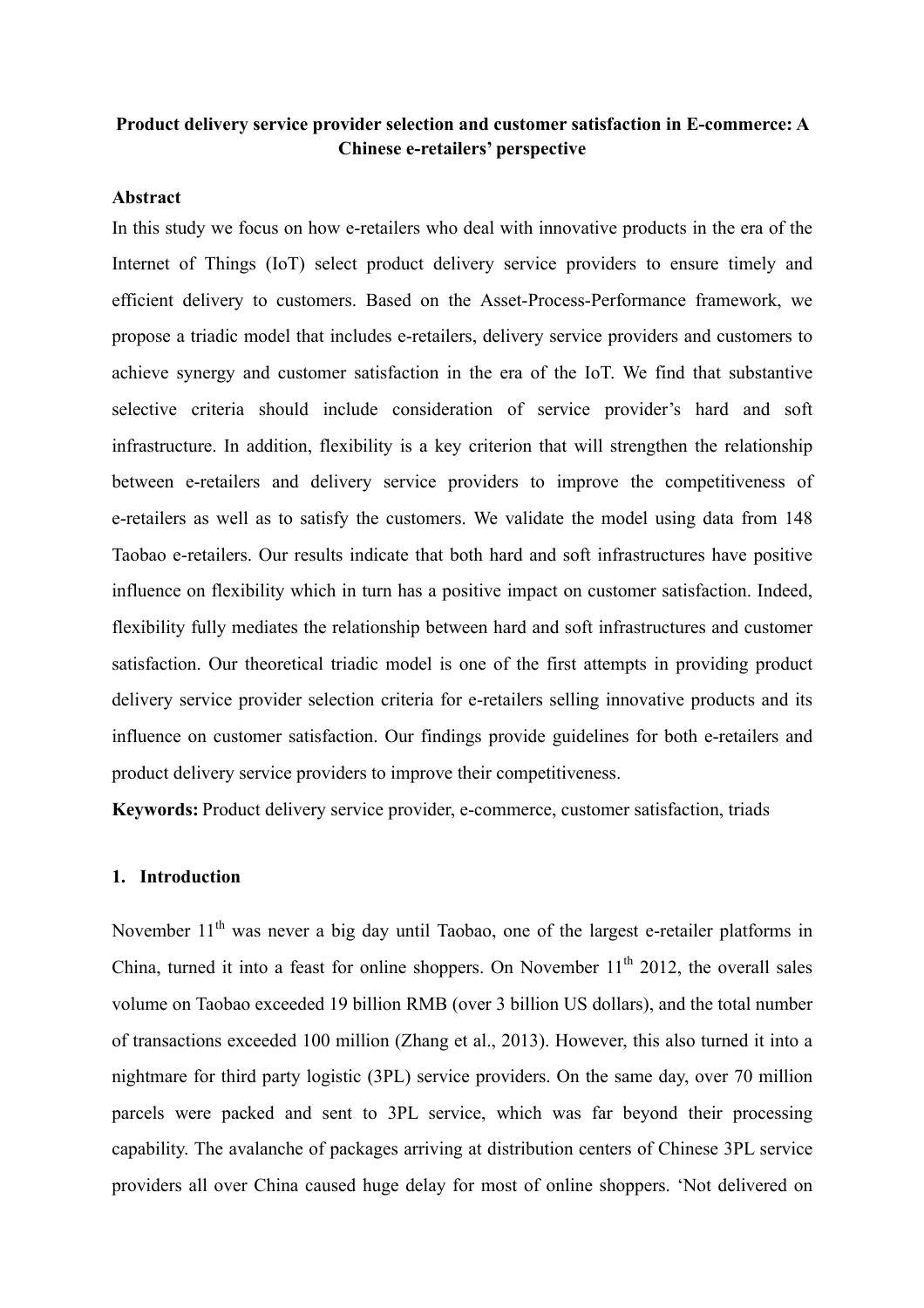# Product delivery service provider selection and customer satisfaction in E-commerce: A Chinese e-retailers' perspective

## Abstract

In this study we focus on how e-retailers who deal with innovative products in the era of the Internet of Things (IoT) select product delivery service providers to ensure timely and efficient delivery to customers. Based on the Asset-Process-Performance framework, we propose a triadic model that includes e-retailers, delivery service providers and customers to achieve synergy and customer satisfaction in the era of the IoT. We find that substantive selective criteria should include consideration of service provider's hard and soft infrastructure. In addition, flexibility is a key criterion that will strengthen the relationship between e-retailers and delivery service providers to improve the competitiveness of e-retailers as well as to satisfy the customers. We validate the model using data from 148 Taobao e-retailers. Our results indicate that both hard and soft infrastructures have positive influence on flexibility which in turn has a positive impact on customer satisfaction. Indeed, flexibility fully mediates the relationship between hard and soft infrastructures and customer satisfaction. Our theoretical triadic model is one of the first attempts in providing product delivery service provider selection criteria for e-retailers selling innovative products and its influence on customer satisfaction. Our findings provide guidelines for both e-retailers and product delivery service providers to improve their competitiveness.

**Keywords:** Product delivery service provider, e-commerce, customer satisfaction, triads

## 1. Introduction

November 11th was never a big day until Taobao, one of the largest e-retailer platforms in China, turned it into a feast for online shoppers. On November 11th 2012, the overall sales volume on Taobao exceeded 19 billion RMB (over 3 billion US dollars), and the total number of transactions exceeded 100 million (Zhang et al., 2013). However, this also turned it into a nightmare for third party logistic (3PL) service providers. On the same day, over 70 million parcels were packed and sent to 3PL service, which was far beyond their processing capability. The avalanche of packages arriving at distribution centers of Chinese 3PL service providers all over China caused huge delay for most of online shoppers. 'Not delivered on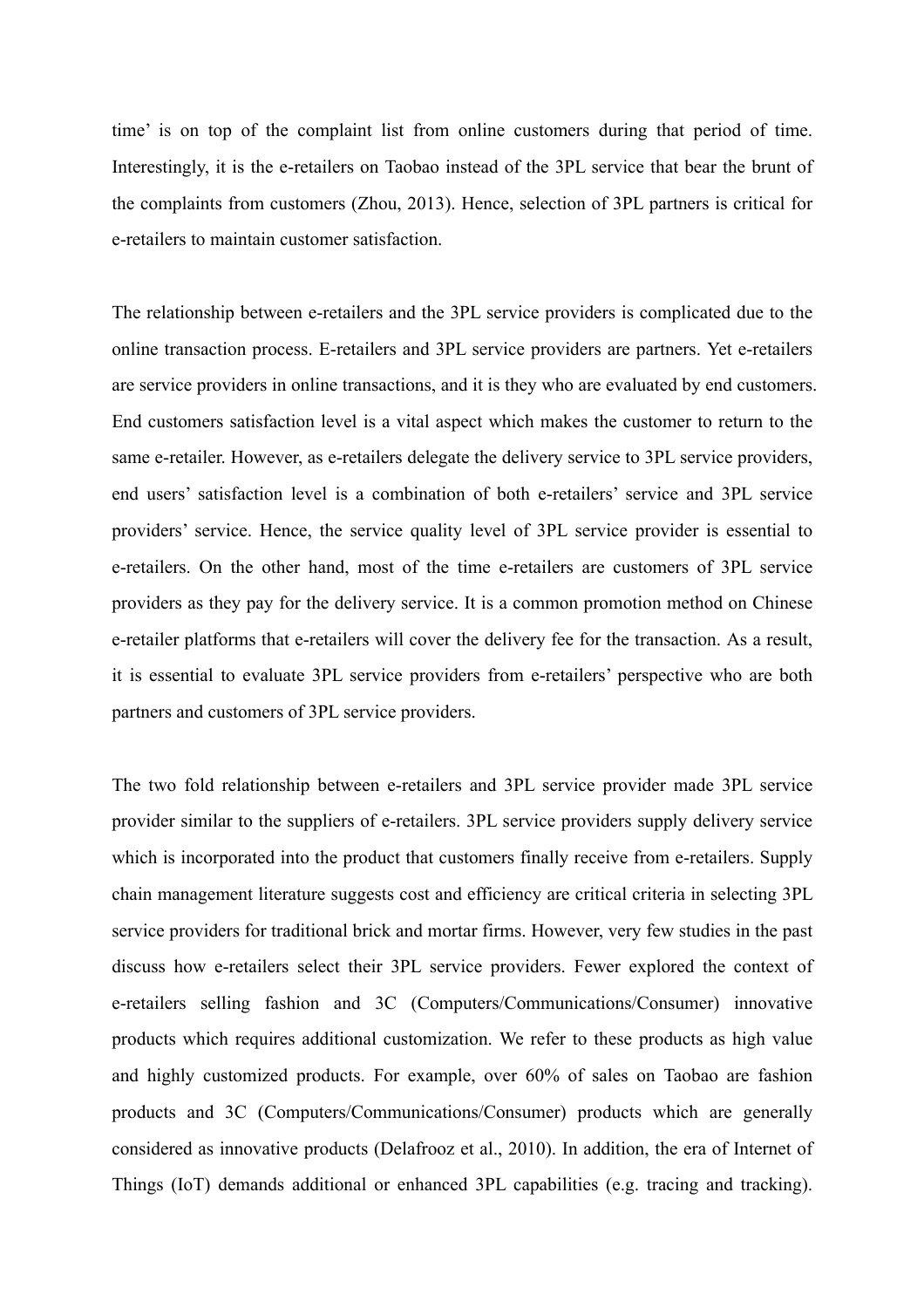time' is on top of the complaint list from online customers during that period of time. Interestingly, it is the e-retailers on Taobao instead of the 3PL service that bear the brunt of the complaints from customers (Zhou, 2013). Hence, selection of 3PL partners is critical for e-retailers to maintain customer satisfaction.

The relationship between e-retailers and the 3PL service providers is complicated due to the online transaction process. E-retailers and 3PL service providers are partners. Yet e-retailers are service providers in online transactions, and it is they who are evaluated by end customers. End customers satisfaction level is a vital aspect which makes the customer to return to the same e-retailer. However, as e-retailers delegate the delivery service to 3PL service providers, end users' satisfaction level is a combination of both e-retailers' service and 3PL service providers' service. Hence, the service quality level of 3PL service provider is essential to e-retailers. On the other hand, most of the time e-retailers are customers of 3PL service providers as they pay for the delivery service. It is a common promotion method on Chinese e-retailer platforms that e-retailers will cover the delivery fee for the transaction. As a result, it is essential to evaluate 3PL service providers from e-retailers' perspective who are both partners and customers of 3PL service providers.

The two fold relationship between e-retailers and 3PL service provider made 3PL service provider similar to the suppliers of e-retailers. 3PL service providers supply delivery service which is incorporated into the product that customers finally receive from e-retailers. Supply chain management literature suggests cost and efficiency are critical criteria in selecting 3PL service providers for traditional brick and mortar firms. However, very few studies in the past discuss how e-retailers select their 3PL service providers. Fewer explored the context of e-retailers selling fashion and 3C (Computers/Communications/Consumer) innovative products which requires additional customization. We refer to these products as high value and highly customized products. For example, over 60% of sales on Taobao are fashion products and 3C (Computers/Communications/Consumer) products which are generally considered as innovative products (Delafrooz et al., 2010). In addition, the era of Internet of Things (IoT) demands additional or enhanced 3PL capabilities (e.g. tracing and tracking).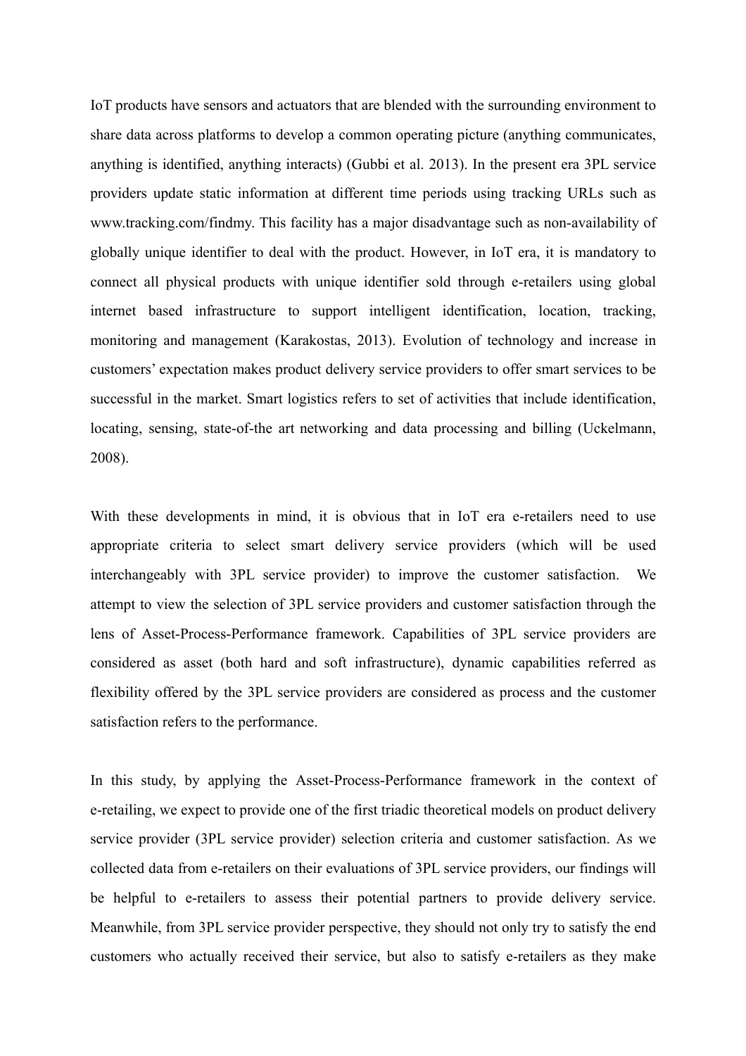IoT products have sensors and actuators that are blended with the surrounding environment to share data across platforms to develop a common operating picture (anything communicates, anything is identified, anything interacts) (Gubbi et al. 2013). In the present era 3PL service providers update static information at different time periods using tracking URLs such as www.tracking.com/findmy. This facility has a major disadvantage such as non-availability of globally unique identifier to deal with the product. However, in IoT era, it is mandatory to connect all physical products with unique identifier sold through e-retailers using global internet based infrastructure to support intelligent identification, location, tracking, monitoring and management (Karakostas, 2013). Evolution of technology and increase in customers' expectation makes product delivery service providers to offer smart services to be successful in the market. Smart logistics refers to set of activities that include identification, locating, sensing, state-of-the art networking and data processing and billing (Uckelmann, 2008).

With these developments in mind, it is obvious that in IoT era e-retailers need to use appropriate criteria to select smart delivery service providers (which will be used interchangeably with 3PL service provider) to improve the customer satisfaction. We attempt to view the selection of 3PL service providers and customer satisfaction through the lens of Asset-Process-Performance framework. Capabilities of 3PL service providers are considered as asset (both hard and soft infrastructure), dynamic capabilities referred as flexibility offered by the 3PL service providers are considered as process and the customer satisfaction refers to the performance.

In this study, by applying the Asset-Process-Performance framework in the context of e-retailing, we expect to provide one of the first triadic theoretical models on product delivery service provider (3PL service provider) selection criteria and customer satisfaction. As we collected data from e-retailers on their evaluations of 3PL service providers, our findings will be helpful to e-retailers to assess their potential partners to provide delivery service. Meanwhile, from 3PL service provider perspective, they should not only try to satisfy the end customers who actually received their service, but also to satisfy e-retailers as they make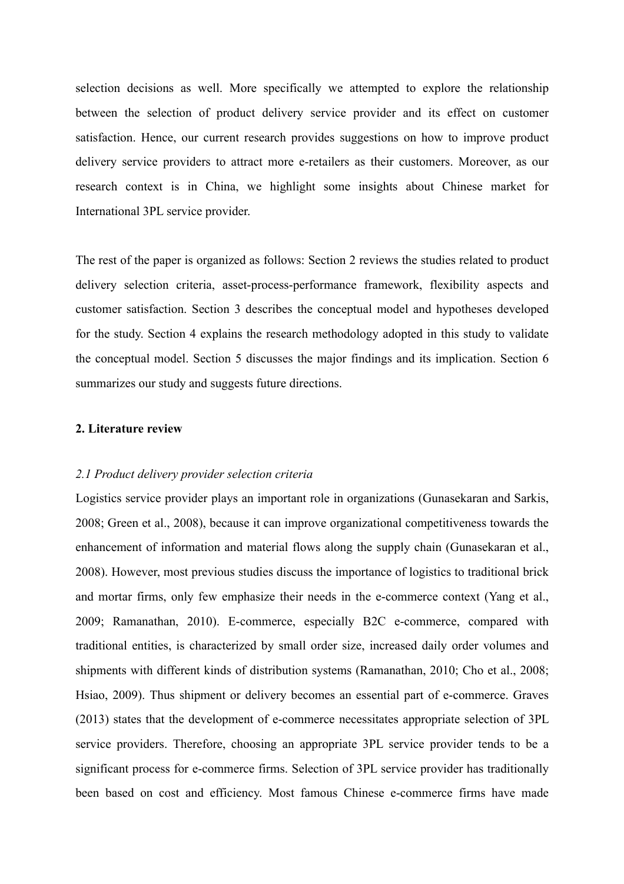selection decisions as well. More specifically we attempted to explore the relationship between the selection of product delivery service provider and its effect on customer satisfaction. Hence, our current research provides suggestions on how to improve product delivery service providers to attract more e-retailers as their customers. Moreover, as our research context is in China, we highlight some insights about Chinese market for International 3PL service provider.

The rest of the paper is organized as follows: Section 2 reviews the studies related to product delivery selection criteria, asset-process-performance framework, flexibility aspects and customer satisfaction. Section 3 describes the conceptual model and hypotheses developed for the study. Section 4 explains the research methodology adopted in this study to validate the conceptual model. Section 5 discusses the major findings and its implication. Section 6 summarizes our study and suggests future directions.

## 2. Literature review

### *2.1 Product delivery provider selection criteria*

Logistics service provider plays an important role in organizations (Gunasekaran and Sarkis, 2008; Green et al., 2008), because it can improve organizational competitiveness towards the enhancement of information and material flows along the supply chain (Gunasekaran et al., 2008). However, most previous studies discuss the importance of logistics to traditional brick and mortar firms, only few emphasize their needs in the e-commerce context (Yang et al., 2009; Ramanathan, 2010). E-commerce, especially B2C e-commerce, compared with traditional entities, is characterized by small order size, increased daily order volumes and shipments with different kinds of distribution systems (Ramanathan, 2010; Cho et al., 2008; Hsiao, 2009). Thus shipment or delivery becomes an essential part of e-commerce. Graves (2013) states that the development of e-commerce necessitates appropriate selection of 3PL service providers. Therefore, choosing an appropriate 3PL service provider tends to be a significant process for e-commerce firms. Selection of 3PL service provider has traditionally been based on cost and efficiency. Most famous Chinese e-commerce firms have made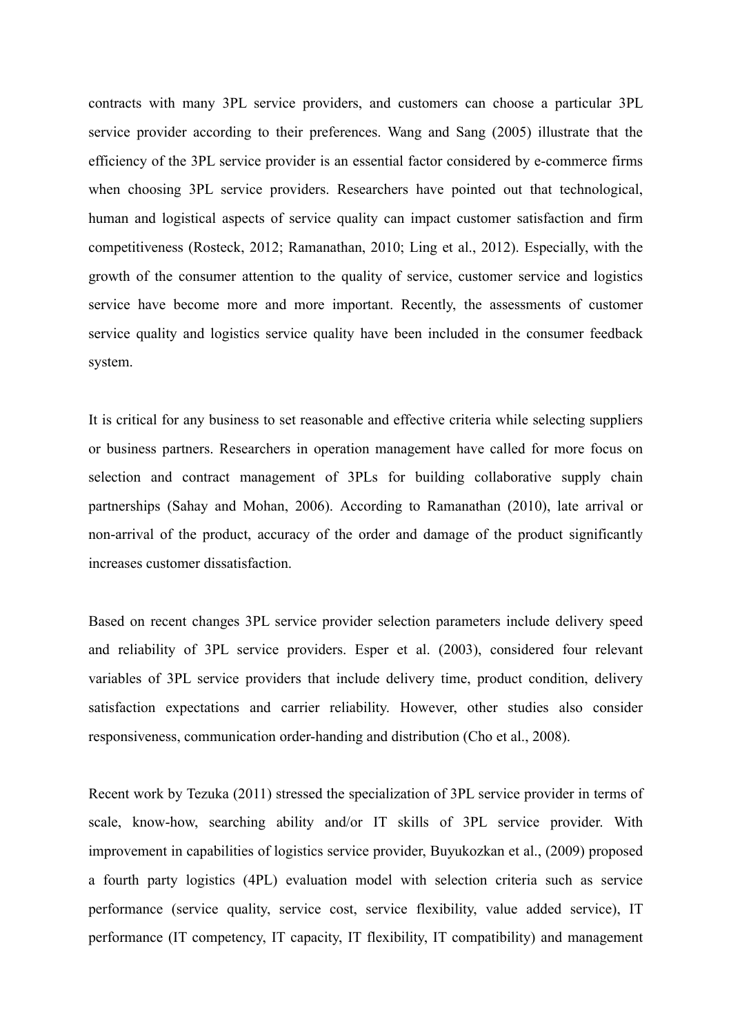contracts with many 3PL service providers, and customers can choose a particular 3PL service provider according to their preferences. Wang and Sang (2005) illustrate that the efficiency of the 3PL service provider is an essential factor considered by e-commerce firms when choosing 3PL service providers. Researchers have pointed out that technological, human and logistical aspects of service quality can impact customer satisfaction and firm competitiveness (Rosteck, 2012; Ramanathan, 2010; Ling et al., 2012). Especially, with the growth of the consumer attention to the quality of service, customer service and logistics service have become more and more important. Recently, the assessments of customer service quality and logistics service quality have been included in the consumer feedback system.

It is critical for any business to set reasonable and effective criteria while selecting suppliers or business partners. Researchers in operation management have called for more focus on selection and contract management of 3PLs for building collaborative supply chain partnerships (Sahay and Mohan, 2006). According to Ramanathan (2010), late arrival or non-arrival of the product, accuracy of the order and damage of the product significantly increases customer dissatisfaction.

Based on recent changes 3PL service provider selection parameters include delivery speed and reliability of 3PL service providers. Esper et al. (2003), considered four relevant variables of 3PL service providers that include delivery time, product condition, delivery satisfaction expectations and carrier reliability. However, other studies also consider responsiveness, communication order-handing and distribution (Cho et al., 2008).

Recent work by Tezuka (2011) stressed the specialization of 3PL service provider in terms of scale, know-how, searching ability and/or IT skills of 3PL service provider. With improvement in capabilities of logistics service provider, Buyukozkan et al., (2009) proposed a fourth party logistics (4PL) evaluation model with selection criteria such as service performance (service quality, service cost, service flexibility, value added service), IT performance (IT competency, IT capacity, IT flexibility, IT compatibility) and management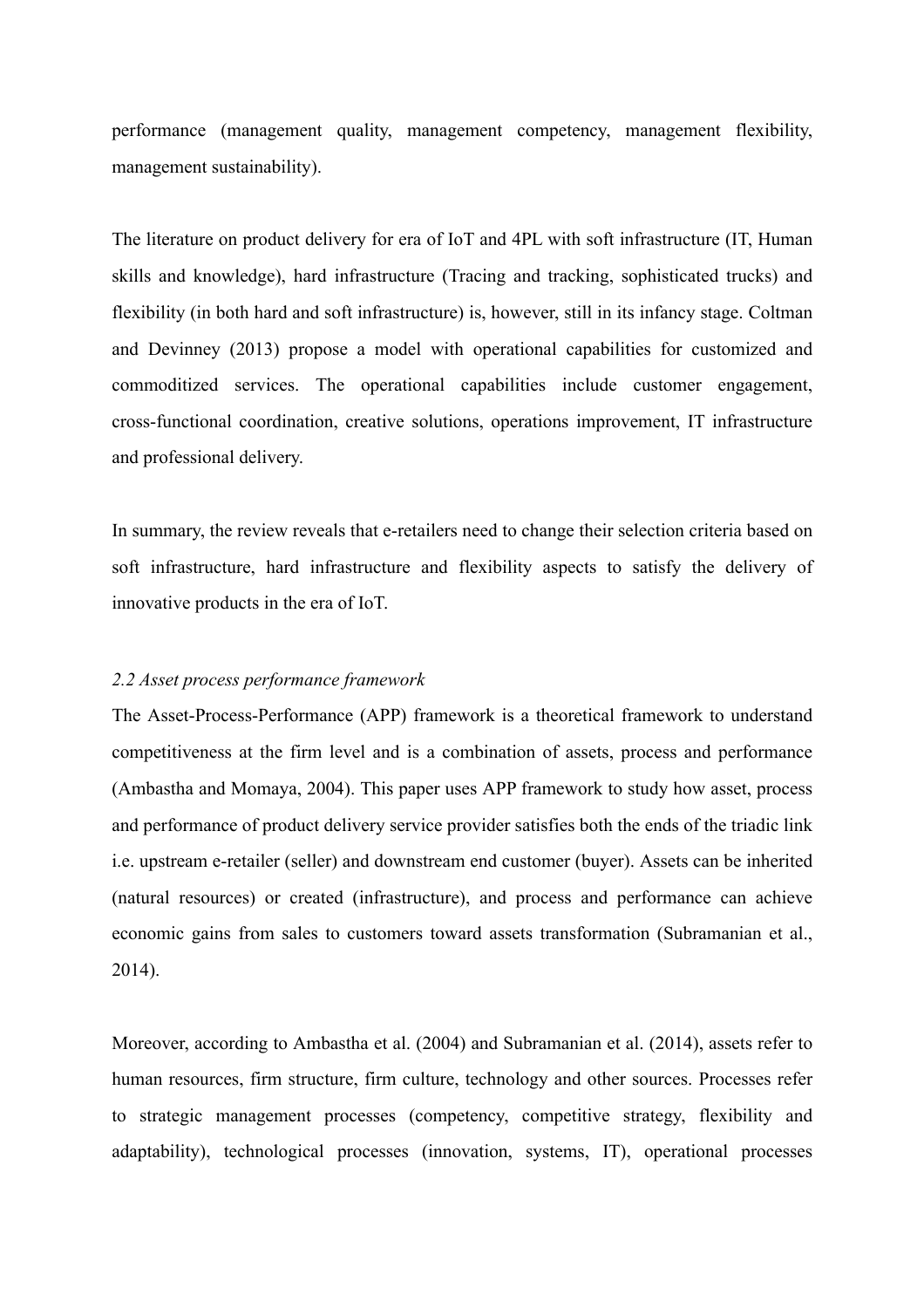performance (management quality, management competency, management flexibility, management sustainability).

The literature on product delivery for era of IoT and 4PL with soft infrastructure (IT, Human skills and knowledge), hard infrastructure (Tracing and tracking, sophisticated trucks) and flexibility (in both hard and soft infrastructure) is, however, still in its infancy stage. Coltman and Devinney (2013) propose a model with operational capabilities for customized and commoditized services. The operational capabilities include customer engagement, cross-functional coordination, creative solutions, operations improvement, IT infrastructure and professional delivery.

In summary, the review reveals that e-retailers need to change their selection criteria based on soft infrastructure, hard infrastructure and flexibility aspects to satisfy the delivery of innovative products in the era of IoT.

### *2.2 Asset process performance framework*

The Asset-Process-Performance (APP) framework is a theoretical framework to understand competitiveness at the firm level and is a combination of assets, process and performance (Ambastha and Momaya, 2004). This paper uses APP framework to study how asset, process and performance of product delivery service provider satisfies both the ends of the triadic link i.e. upstream e-retailer (seller) and downstream end customer (buyer). Assets can be inherited (natural resources) or created (infrastructure), and process and performance can achieve economic gains from sales to customers toward assets transformation (Subramanian et al., 2014).

Moreover, according to Ambastha et al. (2004) and Subramanian et al. (2014), assets refer to human resources, firm structure, firm culture, technology and other sources. Processes refer to strategic management processes (competency, competitive strategy, flexibility and adaptability), technological processes (innovation, systems, IT), operational processes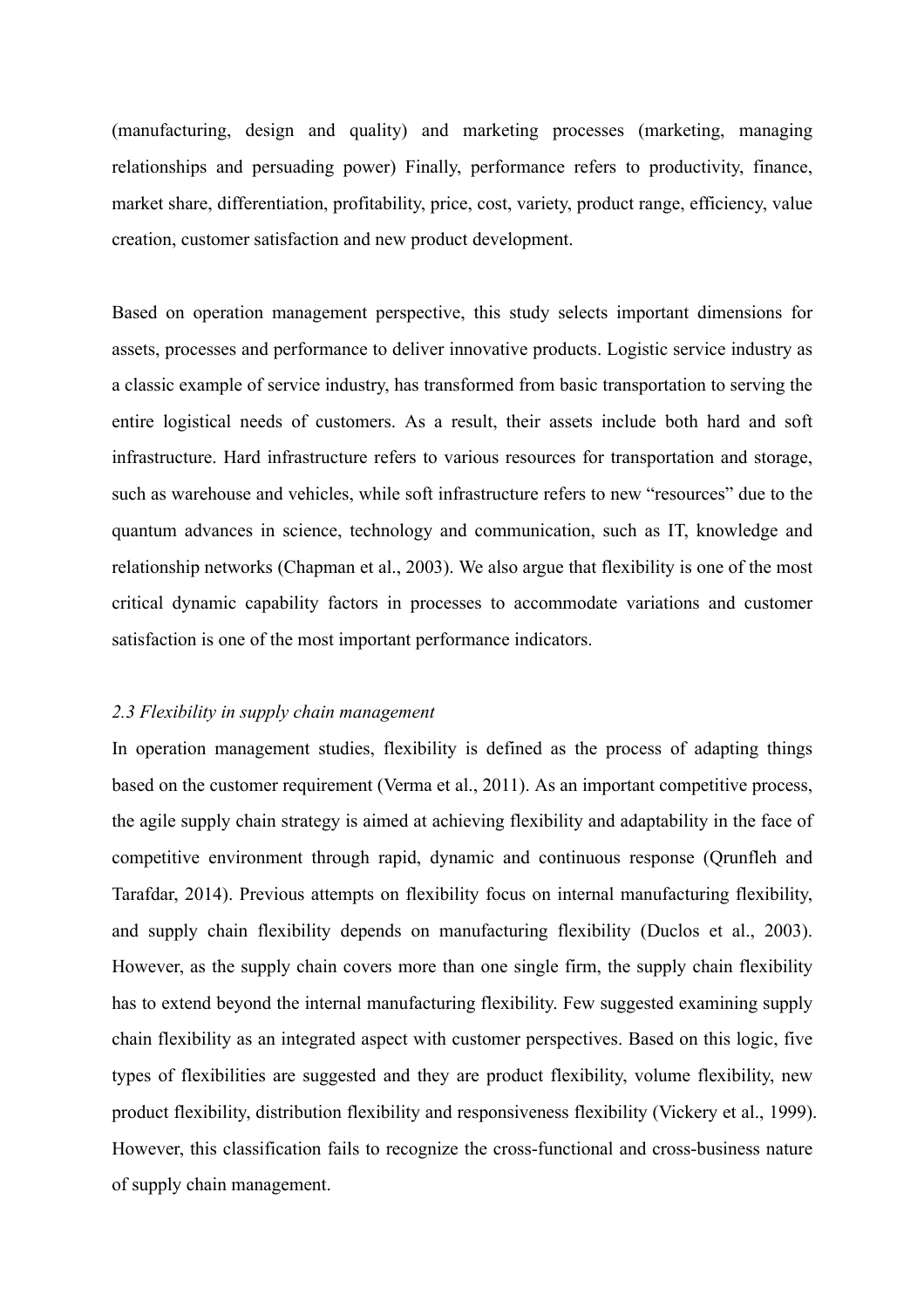(manufacturing, design and quality) and marketing processes (marketing, managing relationships and persuading power) Finally, performance refers to productivity, finance, market share, differentiation, profitability, price, cost, variety, product range, efficiency, value creation, customer satisfaction and new product development.

Based on operation management perspective, this study selects important dimensions for assets, processes and performance to deliver innovative products. Logistic service industry as a classic example of service industry, has transformed from basic transportation to serving the entire logistical needs of customers. As a result, their assets include both hard and soft infrastructure. Hard infrastructure refers to various resources for transportation and storage, such as warehouse and vehicles, while soft infrastructure refers to new "resources" due to the quantum advances in science, technology and communication, such as IT, knowledge and relationship networks (Chapman et al., 2003). We also argue that flexibility is one of the most critical dynamic capability factors in processes to accommodate variations and customer satisfaction is one of the most important performance indicators.

### *2.3 Flexibility in supply chain management*

In operation management studies, flexibility is defined as the process of adapting things based on the customer requirement (Verma et al., 2011). As an important competitive process, the agile supply chain strategy is aimed at achieving flexibility and adaptability in the face of competitive environment through rapid, dynamic and continuous response (Qrunfleh and Tarafdar, 2014). Previous attempts on flexibility focus on internal manufacturing flexibility, and supply chain flexibility depends on manufacturing flexibility (Duclos et al., 2003). However, as the supply chain covers more than one single firm, the supply chain flexibility has to extend beyond the internal manufacturing flexibility. Few suggested examining supply chain flexibility as an integrated aspect with customer perspectives. Based on this logic, five types of flexibilities are suggested and they are product flexibility, volume flexibility, new product flexibility, distribution flexibility and responsiveness flexibility (Vickery et al., 1999). However, this classification fails to recognize the cross-functional and cross-business nature of supply chain management.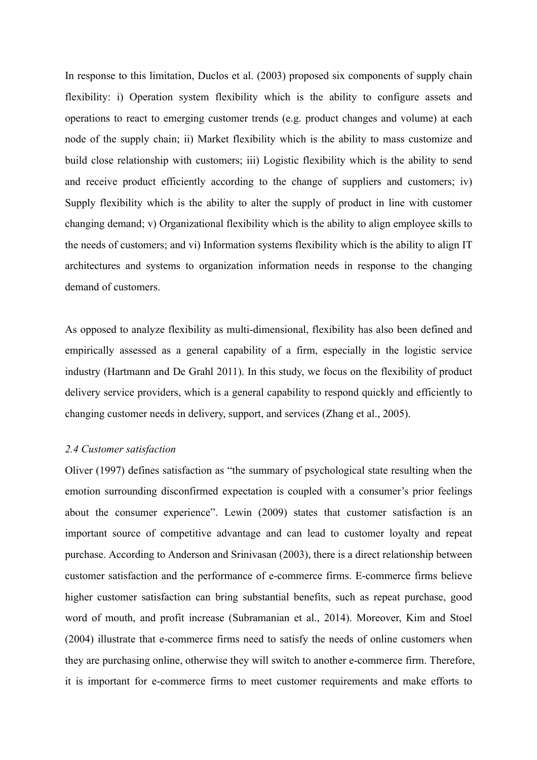In response to this limitation, Duclos et al. (2003) proposed six components of supply chain flexibility: i) Operation system flexibility which is the ability to configure assets and operations to react to emerging customer trends (e.g. product changes and volume) at each node of the supply chain; ii) Market flexibility which is the ability to mass customize and build close relationship with customers; iii) Logistic flexibility which is the ability to send and receive product efficiently according to the change of suppliers and customers; iv) Supply flexibility which is the ability to alter the supply of product in line with customer changing demand; v) Organizational flexibility which is the ability to align employee skills to the needs of customers; and vi) Information systems flexibility which is the ability to align IT architectures and systems to organization information needs in response to the changing demand of customers.

As opposed to analyze flexibility as multi-dimensional, flexibility has also been defined and empirically assessed as a general capability of a firm, especially in the logistic service industry (Hartmann and De Grahl 2011). In this study, we focus on the flexibility of product delivery service providers, which is a general capability to respond quickly and efficiently to changing customer needs in delivery, support, and services (Zhang et al., 2005).

### *2.4 Customer satisfaction*

Oliver (1997) defines satisfaction as "the summary of psychological state resulting when the emotion surrounding disconfirmed expectation is coupled with a consumer's prior feelings about the consumer experience". Lewin (2009) states that customer satisfaction is an important source of competitive advantage and can lead to customer loyalty and repeat purchase. According to Anderson and Srinivasan (2003), there is a direct relationship between customer satisfaction and the performance of e-commerce firms. E-commerce firms believe higher customer satisfaction can bring substantial benefits, such as repeat purchase, good word of mouth, and profit increase (Subramanian et al., 2014). Moreover, Kim and Stoel (2004) illustrate that e-commerce firms need to satisfy the needs of online customers when they are purchasing online, otherwise they will switch to another e-commerce firm. Therefore, it is important for e-commerce firms to meet customer requirements and make efforts to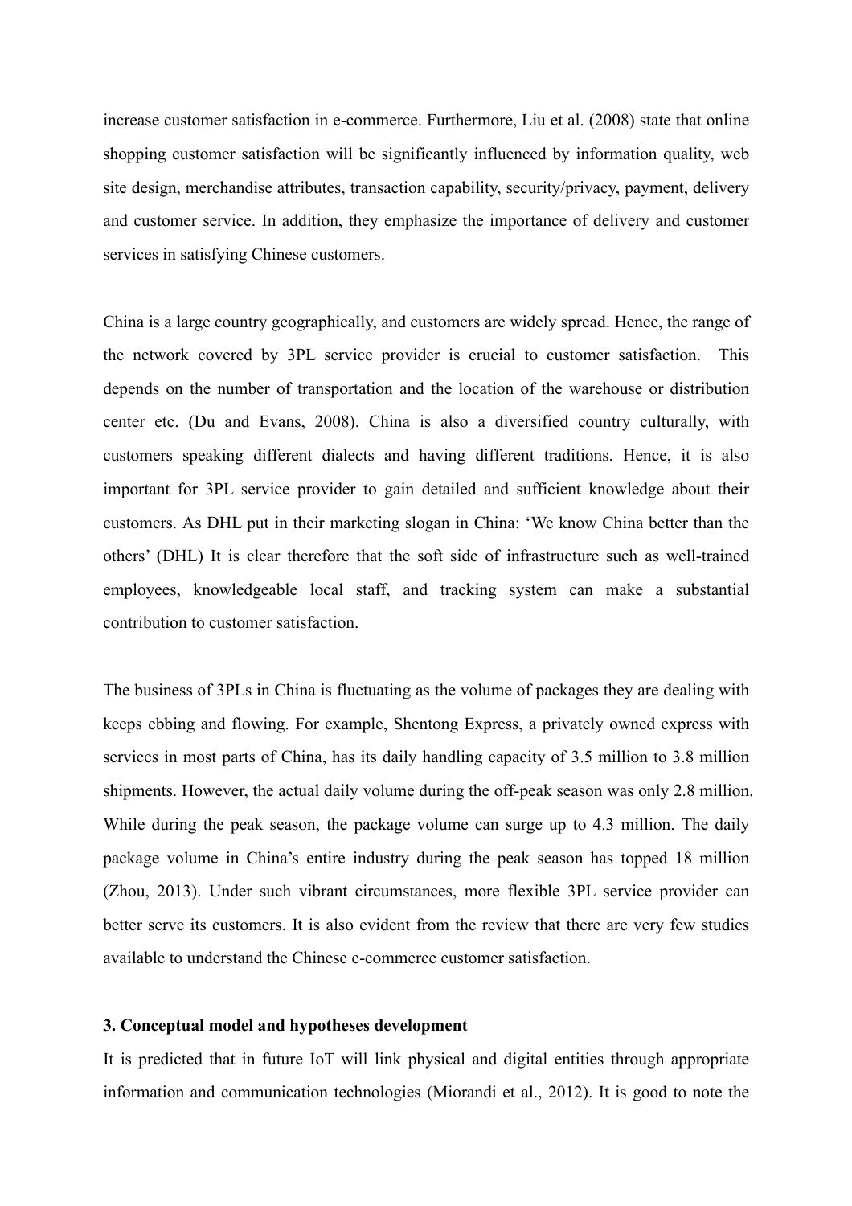increase customer satisfaction in e-commerce. Furthermore, Liu et al. (2008) state that online shopping customer satisfaction will be significantly influenced by information quality, web site design, merchandise attributes, transaction capability, security/privacy, payment, delivery and customer service. In addition, they emphasize the importance of delivery and customer services in satisfying Chinese customers.

China is a large country geographically, and customers are widely spread. Hence, the range of the network covered by 3PL service provider is crucial to customer satisfaction. This depends on the number of transportation and the location of the warehouse or distribution center etc. (Du and Evans, 2008). China is also a diversified country culturally, with customers speaking different dialects and having different traditions. Hence, it is also important for 3PL service provider to gain detailed and sufficient knowledge about their customers. As DHL put in their marketing slogan in China: 'We know China better than the others' (DHL) It is clear therefore that the soft side of infrastructure such as well-trained employees, knowledgeable local staff, and tracking system can make a substantial contribution to customer satisfaction.

The business of 3PLs in China is fluctuating as the volume of packages they are dealing with keeps ebbing and flowing. For example, Shentong Express, a privately owned express with services in most parts of China, has its daily handling capacity of 3.5 million to 3.8 million shipments. However, the actual daily volume during the off-peak season was only 2.8 million. While during the peak season, the package volume can surge up to 4.3 million. The daily package volume in China's entire industry during the peak season has topped 18 million (Zhou, 2013). Under such vibrant circumstances, more flexible 3PL service provider can better serve its customers. It is also evident from the review that there are very few studies available to understand the Chinese e-commerce customer satisfaction.

## 3. Conceptual model and hypotheses development

It is predicted that in future IoT will link physical and digital entities through appropriate information and communication technologies (Miorandi et al., 2012). It is good to note the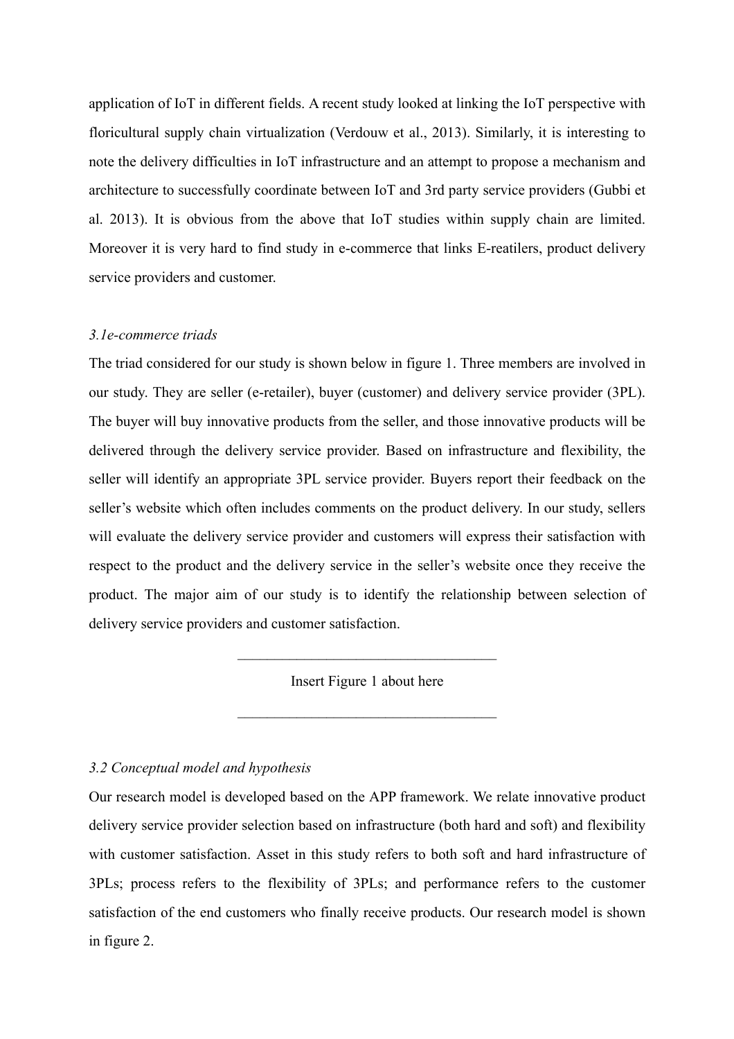application of IoT in different fields. A recent study looked at linking the IoT perspective with floricultural supply chain virtualization (Verdouw et al., 2013). Similarly, it is interesting to note the delivery difficulties in IoT infrastructure and an attempt to propose a mechanism and architecture to successfully coordinate between IoT and 3rd party service providers (Gubbi et al. 2013). It is obvious from the above that IoT studies within supply chain are limited. Moreover it is very hard to find study in e-commerce that links E-reatilers, product delivery service providers and customer.

### *3.1e-commerce triads*

The triad considered for our study is shown below in figure 1. Three members are involved in our study. They are seller (e-retailer), buyer (customer) and delivery service provider (3PL). The buyer will buy innovative products from the seller, and those innovative products will be delivered through the delivery service provider. Based on infrastructure and flexibility, the seller will identify an appropriate 3PL service provider. Buyers report their feedback on the seller's website which often includes comments on the product delivery. In our study, sellers will evaluate the delivery service provider and customers will express their satisfaction with respect to the product and the delivery service in the seller's website once they receive the product. The major aim of our study is to identify the relationship between selection of delivery service providers and customer satisfaction.

---

Insert Figure 1 about here

---

### *3.2 Conceptual model and hypothesis*

Our research model is developed based on the APP framework. We relate innovative product delivery service provider selection based on infrastructure (both hard and soft) and flexibility with customer satisfaction. Asset in this study refers to both soft and hard infrastructure of 3PLs; process refers to the flexibility of 3PLs; and performance refers to the customer satisfaction of the end customers who finally receive products. Our research model is shown in figure 2.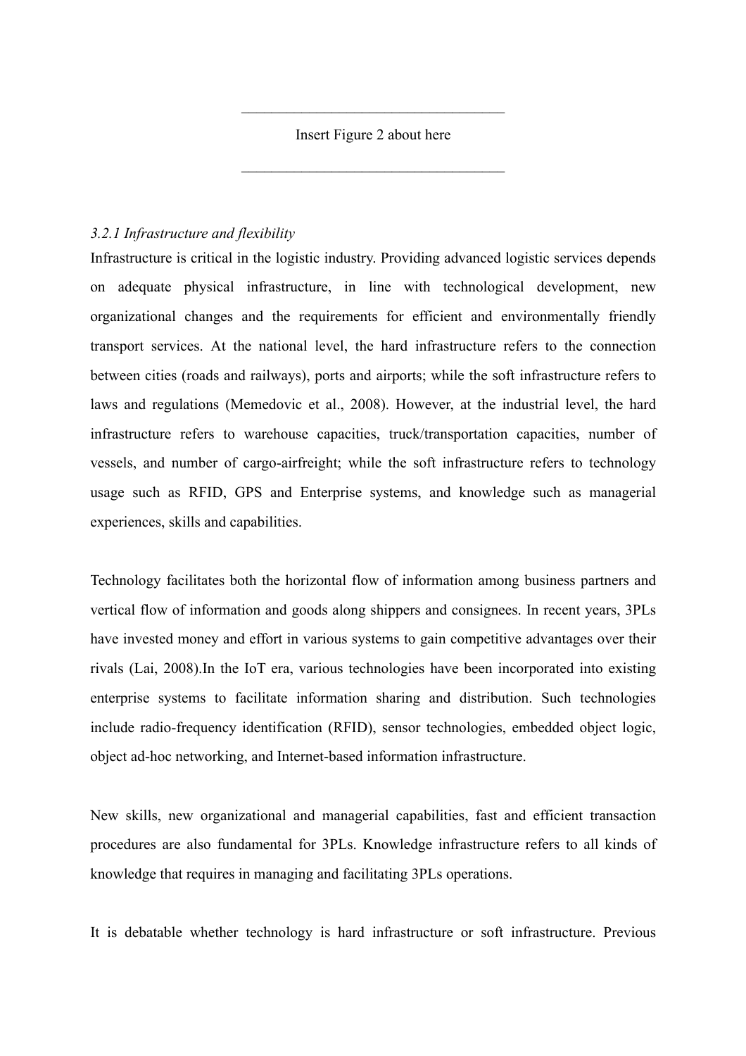———————————————————————

Insert Figure 2 about here

———————————————————————

*3.2.1 Infrastructure and flexibility*

Infrastructure is critical in the logistic industry. Providing advanced logistic services depends on adequate physical infrastructure, in line with technological development, new organizational changes and the requirements for efficient and environmentally friendly transport services. At the national level, the hard infrastructure refers to the connection between cities (roads and railways), ports and airports; while the soft infrastructure refers to laws and regulations (Memedovic et al., 2008). However, at the industrial level, the hard infrastructure refers to warehouse capacities, truck/transportation capacities, number of vessels, and number of cargo-airfreight; while the soft infrastructure refers to technology usage such as RFID, GPS and Enterprise systems, and knowledge such as managerial experiences, skills and capabilities.

Technology facilitates both the horizontal flow of information among business partners and vertical flow of information and goods along shippers and consignees. In recent years, 3PLs have invested money and effort in various systems to gain competitive advantages over their rivals (Lai, 2008).In the IoT era, various technologies have been incorporated into existing enterprise systems to facilitate information sharing and distribution. Such technologies include radio-frequency identification (RFID), sensor technologies, embedded object logic, object ad-hoc networking, and Internet-based information infrastructure.

New skills, new organizational and managerial capabilities, fast and efficient transaction procedures are also fundamental for 3PLs. Knowledge infrastructure refers to all kinds of knowledge that requires in managing and facilitating 3PLs operations.

It is debatable whether technology is hard infrastructure or soft infrastructure. Previous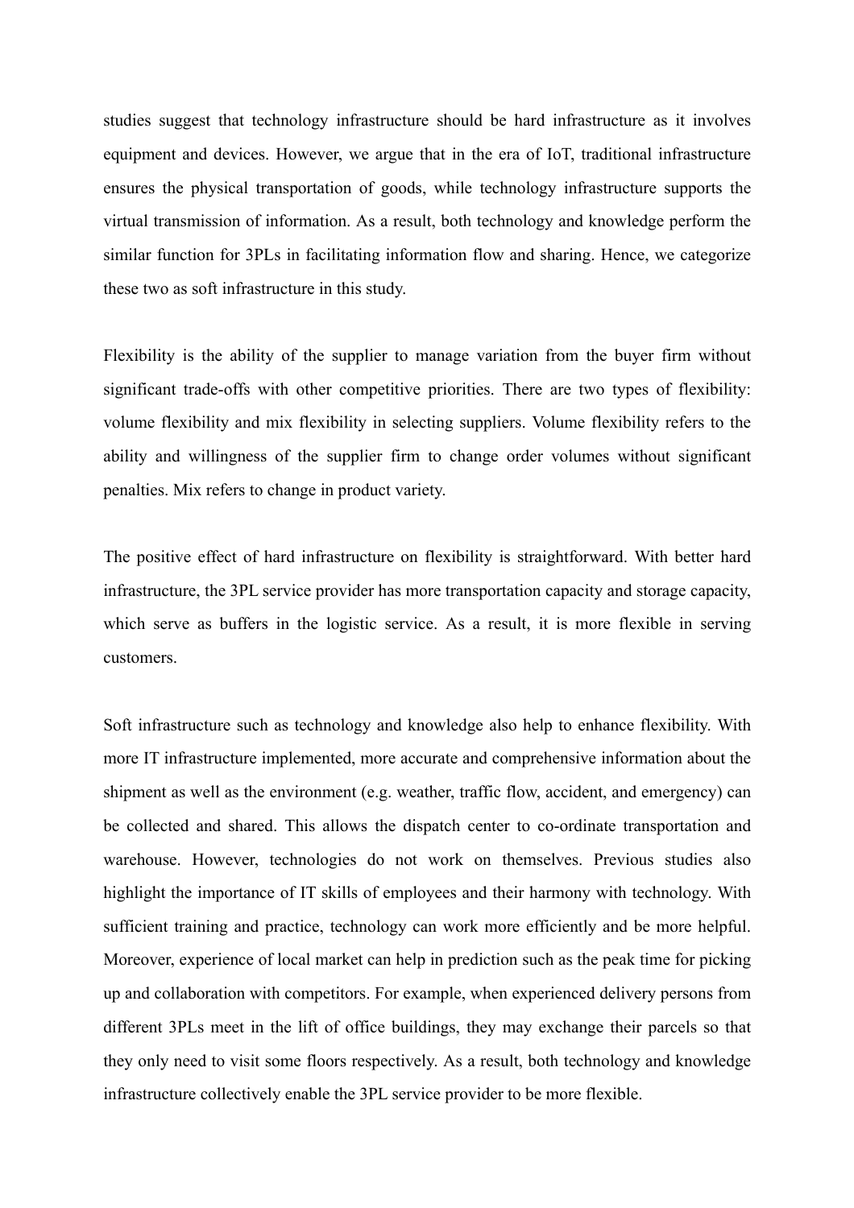studies suggest that technology infrastructure should be hard infrastructure as it involves equipment and devices. However, we argue that in the era of IoT, traditional infrastructure ensures the physical transportation of goods, while technology infrastructure supports the virtual transmission of information. As a result, both technology and knowledge perform the similar function for 3PLs in facilitating information flow and sharing. Hence, we categorize these two as soft infrastructure in this study.

Flexibility is the ability of the supplier to manage variation from the buyer firm without significant trade-offs with other competitive priorities. There are two types of flexibility: volume flexibility and mix flexibility in selecting suppliers. Volume flexibility refers to the ability and willingness of the supplier firm to change order volumes without significant penalties. Mix refers to change in product variety.

The positive effect of hard infrastructure on flexibility is straightforward. With better hard infrastructure, the 3PL service provider has more transportation capacity and storage capacity, which serve as buffers in the logistic service. As a result, it is more flexible in serving customers.

Soft infrastructure such as technology and knowledge also help to enhance flexibility. With more IT infrastructure implemented, more accurate and comprehensive information about the shipment as well as the environment (e.g. weather, traffic flow, accident, and emergency) can be collected and shared. This allows the dispatch center to co-ordinate transportation and warehouse. However, technologies do not work on themselves. Previous studies also highlight the importance of IT skills of employees and their harmony with technology. With sufficient training and practice, technology can work more efficiently and be more helpful. Moreover, experience of local market can help in prediction such as the peak time for picking up and collaboration with competitors. For example, when experienced delivery persons from different 3PLs meet in the lift of office buildings, they may exchange their parcels so that they only need to visit some floors respectively. As a result, both technology and knowledge infrastructure collectively enable the 3PL service provider to be more flexible.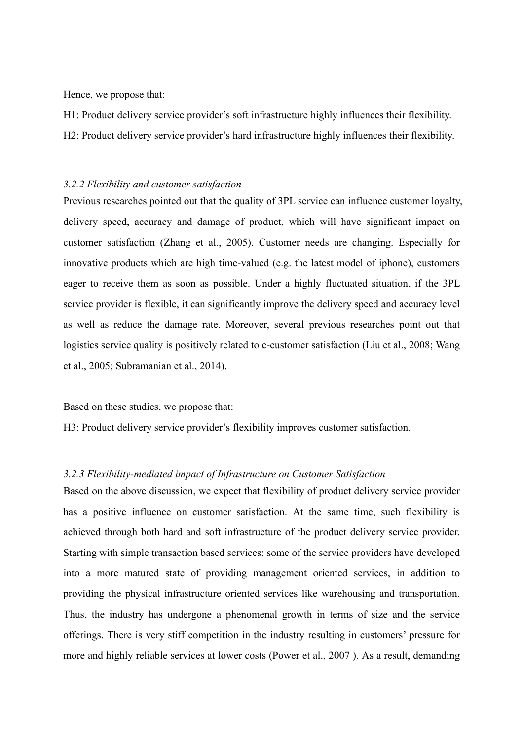Hence, we propose that:

H1: Product delivery service provider's soft infrastructure highly influences their flexibility.

H2: Product delivery service provider's hard infrastructure highly influences their flexibility.

### *3.2.2 Flexibility and customer satisfaction*

Previous researches pointed out that the quality of 3PL service can influence customer loyalty, delivery speed, accuracy and damage of product, which will have significant impact on customer satisfaction (Zhang et al., 2005). Customer needs are changing. Especially for innovative products which are high time-valued (e.g. the latest model of iphone), customers eager to receive them as soon as possible. Under a highly fluctuated situation, if the 3PL service provider is flexible, it can significantly improve the delivery speed and accuracy level as well as reduce the damage rate. Moreover, several previous researches point out that logistics service quality is positively related to e-customer satisfaction (Liu et al., 2008; Wang et al., 2005; Subramanian et al., 2014).

Based on these studies, we propose that:

H3: Product delivery service provider's flexibility improves customer satisfaction.

### *3.2.3 Flexibility-mediated impact of Infrastructure on Customer Satisfaction*

Based on the above discussion, we expect that flexibility of product delivery service provider has a positive influence on customer satisfaction. At the same time, such flexibility is achieved through both hard and soft infrastructure of the product delivery service provider. Starting with simple transaction based services; some of the service providers have developed into a more matured state of providing management oriented services, in addition to providing the physical infrastructure oriented services like warehousing and transportation. Thus, the industry has undergone a phenomenal growth in terms of size and the service offerings. There is very stiff competition in the industry resulting in customers' pressure for more and highly reliable services at lower costs (Power et al., 2007 ). As a result, demanding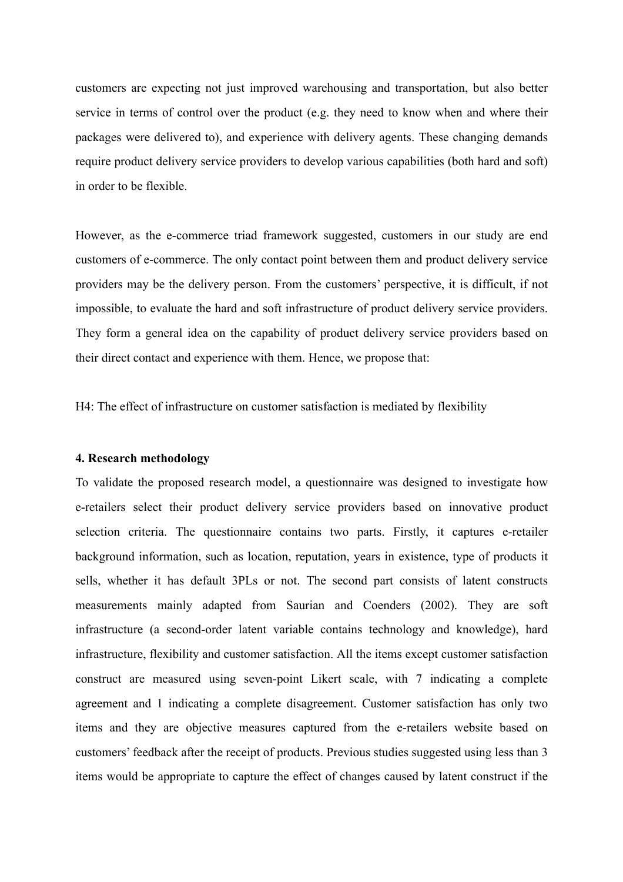customers are expecting not just improved warehousing and transportation, but also better service in terms of control over the product (e.g. they need to know when and where their packages were delivered to), and experience with delivery agents. These changing demands require product delivery service providers to develop various capabilities (both hard and soft) in order to be flexible.

However, as the e-commerce triad framework suggested, customers in our study are end customers of e-commerce. The only contact point between them and product delivery service providers may be the delivery person. From the customers' perspective, it is difficult, if not impossible, to evaluate the hard and soft infrastructure of product delivery service providers. They form a general idea on the capability of product delivery service providers based on their direct contact and experience with them. Hence, we propose that:

H4: The effect of infrastructure on customer satisfaction is mediated by flexibility

**4. Research methodology**

To validate the proposed research model, a questionnaire was designed to investigate how e-retailers select their product delivery service providers based on innovative product selection criteria. The questionnaire contains two parts. Firstly, it captures e-retailer background information, such as location, reputation, years in existence, type of products it sells, whether it has default 3PLs or not. The second part consists of latent constructs measurements mainly adapted from Saurian and Coenders (2002). They are soft infrastructure (a second-order latent variable contains technology and knowledge), hard infrastructure, flexibility and customer satisfaction. All the items except customer satisfaction construct are measured using seven-point Likert scale, with 7 indicating a complete agreement and 1 indicating a complete disagreement. Customer satisfaction has only two items and they are objective measures captured from the e-retailers website based on customers' feedback after the receipt of products. Previous studies suggested using less than 3 items would be appropriate to capture the effect of changes caused by latent construct if the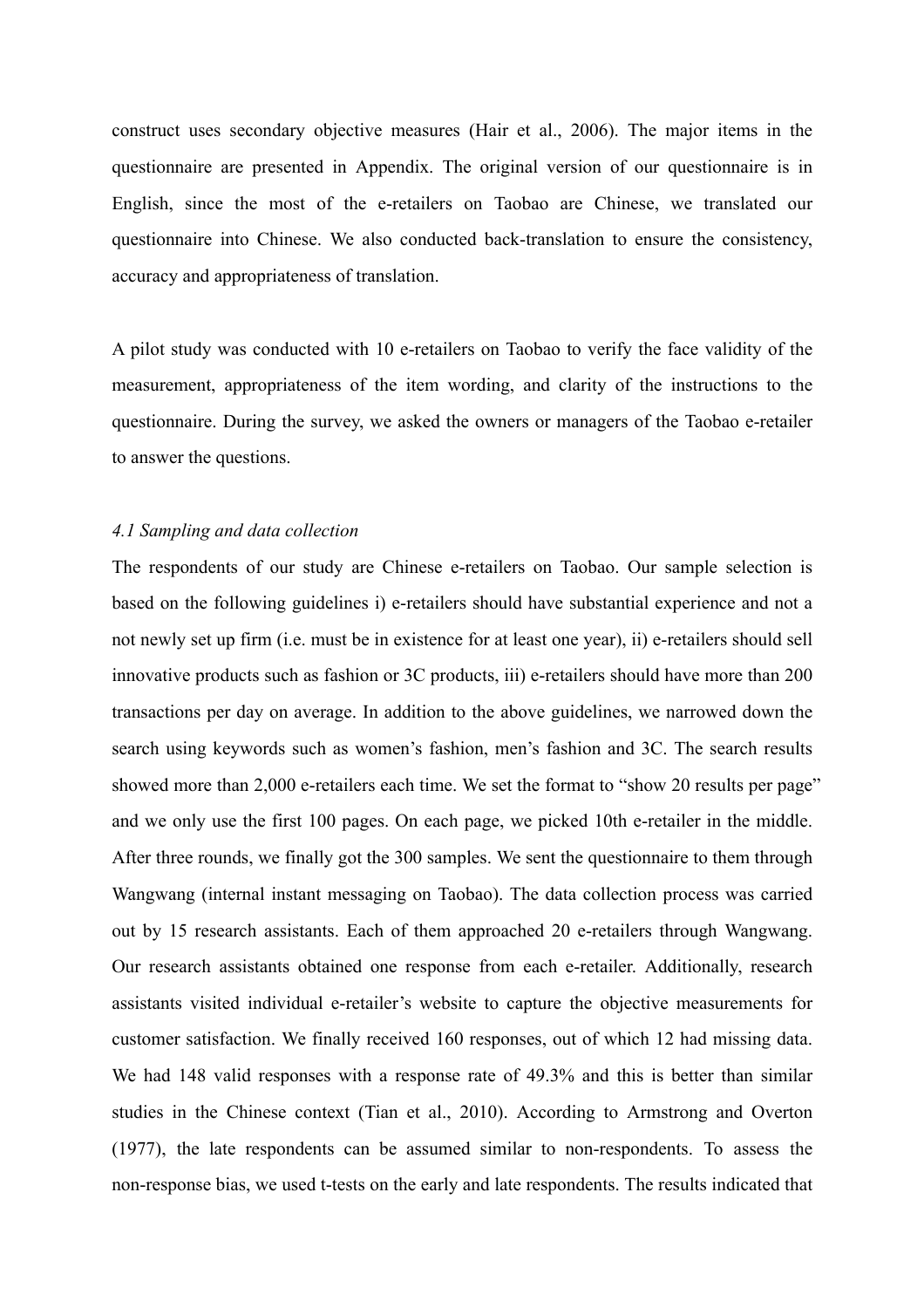construct uses secondary objective measures (Hair et al., 2006). The major items in the questionnaire are presented in Appendix. The original version of our questionnaire is in English, since the most of the e-retailers on Taobao are Chinese, we translated our questionnaire into Chinese. We also conducted back-translation to ensure the consistency, accuracy and appropriateness of translation.

A pilot study was conducted with 10 e-retailers on Taobao to verify the face validity of the measurement, appropriateness of the item wording, and clarity of the instructions to the questionnaire. During the survey, we asked the owners or managers of the Taobao e-retailer to answer the questions.

### *4.1 Sampling and data collection*

The respondents of our study are Chinese e-retailers on Taobao. Our sample selection is based on the following guidelines i) e-retailers should have substantial experience and not a not newly set up firm (i.e. must be in existence for at least one year), ii) e-retailers should sell innovative products such as fashion or 3C products, iii) e-retailers should have more than 200 transactions per day on average. In addition to the above guidelines, we narrowed down the search using keywords such as women's fashion, men's fashion and 3C. The search results showed more than 2,000 e-retailers each time. We set the format to "show 20 results per page" and we only use the first 100 pages. On each page, we picked 10th e-retailer in the middle. After three rounds, we finally got the 300 samples. We sent the questionnaire to them through Wangwang (internal instant messaging on Taobao). The data collection process was carried out by 15 research assistants. Each of them approached 20 e-retailers through Wangwang. Our research assistants obtained one response from each e-retailer. Additionally, research assistants visited individual e-retailer's website to capture the objective measurements for customer satisfaction. We finally received 160 responses, out of which 12 had missing data. We had 148 valid responses with a response rate of 49.3% and this is better than similar studies in the Chinese context (Tian et al., 2010). According to Armstrong and Overton (1977), the late respondents can be assumed similar to non-respondents. To assess the non-response bias, we used t-tests on the early and late respondents. The results indicated that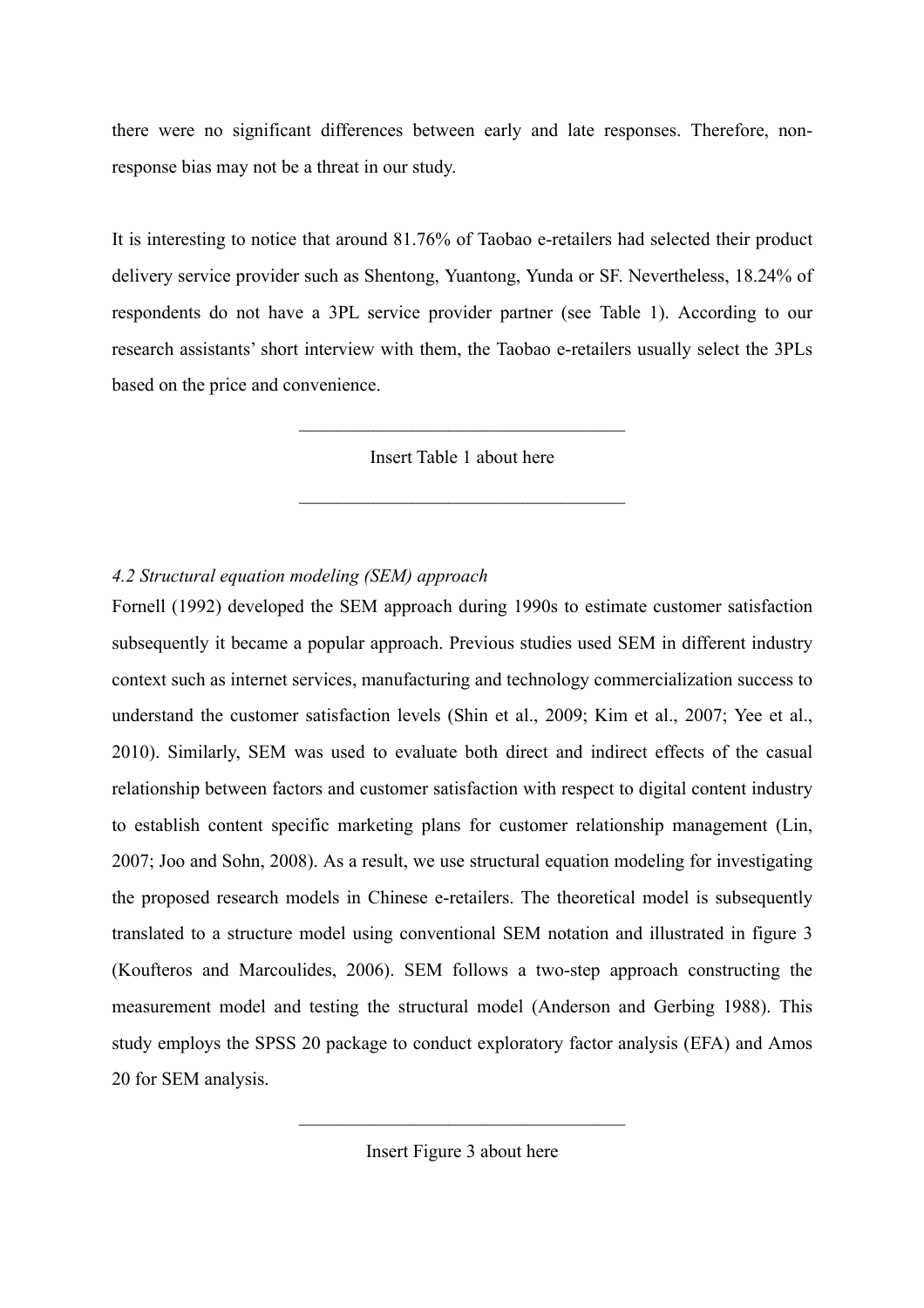there were no significant differences between early and late responses. Therefore, non-response bias may not be a threat in our study.

It is interesting to notice that around 81.76% of Taobao e-retailers had selected their product delivery service provider such as Shentong, Yuantong, Yunda or SF. Nevertheless, 18.24% of respondents do not have a 3PL service provider partner (see Table 1). According to our research assistants' short interview with them, the Taobao e-retailers usually select the 3PLs based on the price and convenience.

---

Insert Table 1 about here

---

*4.2 Structural equation modeling (SEM) approach*

Fornell (1992) developed the SEM approach during 1990s to estimate customer satisfaction subsequently it became a popular approach. Previous studies used SEM in different industry context such as internet services, manufacturing and technology commercialization success to understand the customer satisfaction levels (Shin et al., 2009; Kim et al., 2007; Yee et al., 2010). Similarly, SEM was used to evaluate both direct and indirect effects of the casual relationship between factors and customer satisfaction with respect to digital content industry to establish content specific marketing plans for customer relationship management (Lin, 2007; Joo and Sohn, 2008). As a result, we use structural equation modeling for investigating the proposed research models in Chinese e-retailers. The theoretical model is subsequently translated to a structure model using conventional SEM notation and illustrated in figure 3 (Koufteros and Marcoulides, 2006). SEM follows a two-step approach constructing the measurement model and testing the structural model (Anderson and Gerbing 1988). This study employs the SPSS 20 package to conduct exploratory factor analysis (EFA) and Amos 20 for SEM analysis.

---

Insert Figure 3 about here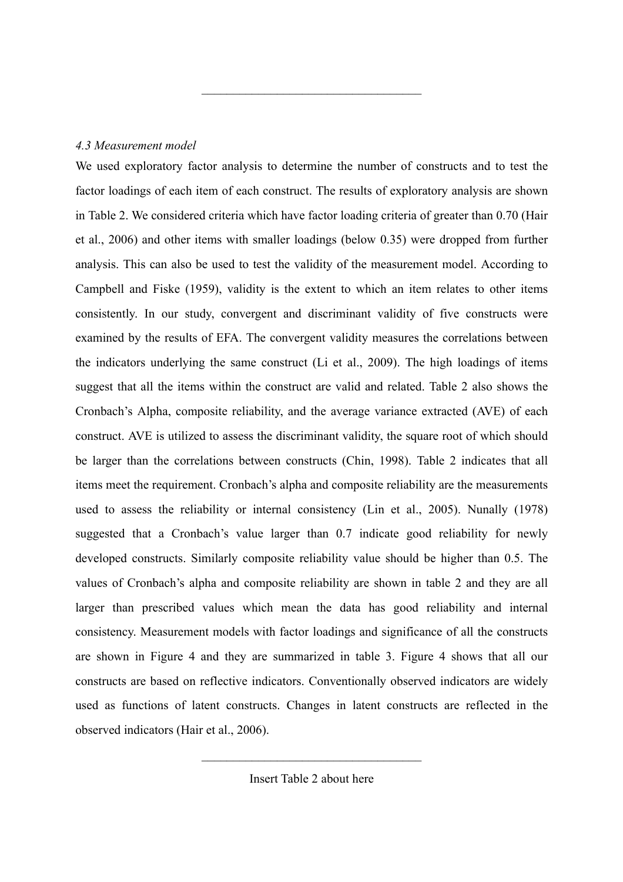---

*4.3 Measurement model*

We used exploratory factor analysis to determine the number of constructs and to test the factor loadings of each item of each construct. The results of exploratory analysis are shown in Table 2. We considered criteria which have factor loading criteria of greater than 0.70 (Hair et al., 2006) and other items with smaller loadings (below 0.35) were dropped from further analysis. This can also be used to test the validity of the measurement model. According to Campbell and Fiske (1959), validity is the extent to which an item relates to other items consistently. In our study, convergent and discriminant validity of five constructs were examined by the results of EFA. The convergent validity measures the correlations between the indicators underlying the same construct (Li et al., 2009). The high loadings of items suggest that all the items within the construct are valid and related. Table 2 also shows the Cronbach's Alpha, composite reliability, and the average variance extracted (AVE) of each construct. AVE is utilized to assess the discriminant validity, the square root of which should be larger than the correlations between constructs (Chin, 1998). Table 2 indicates that all items meet the requirement. Cronbach's alpha and composite reliability are the measurements used to assess the reliability or internal consistency (Lin et al., 2005). Nunally (1978) suggested that a Cronbach's value larger than 0.7 indicate good reliability for newly developed constructs. Similarly composite reliability value should be higher than 0.5. The values of Cronbach's alpha and composite reliability are shown in table 2 and they are all larger than prescribed values which mean the data has good reliability and internal consistency. Measurement models with factor loadings and significance of all the constructs are shown in Figure 4 and they are summarized in table 3. Figure 4 shows that all our constructs are based on reflective indicators. Conventionally observed indicators are widely used as functions of latent constructs. Changes in latent constructs are reflected in the observed indicators (Hair et al., 2006).

---

Insert Table 2 about here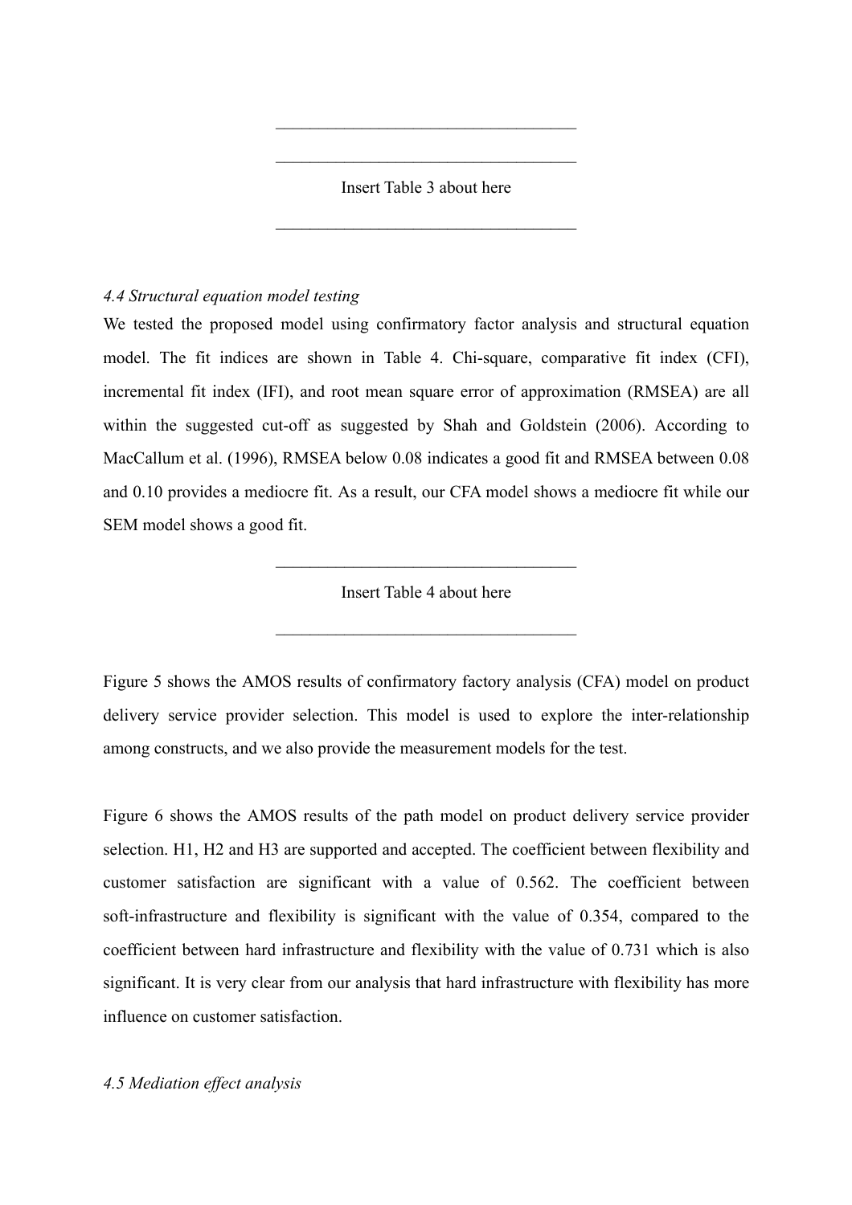———————————————————

———————————————————

Insert Table 3 about here

———————————————————

*4.4 Structural equation model testing*

We tested the proposed model using confirmatory factor analysis and structural equation model. The fit indices are shown in Table 4. Chi-square, comparative fit index (CFI), incremental fit index (IFI), and root mean square error of approximation (RMSEA) are all within the suggested cut-off as suggested by Shah and Goldstein (2006). According to MacCallum et al. (1996), RMSEA below 0.08 indicates a good fit and RMSEA between 0.08 and 0.10 provides a mediocre fit. As a result, our CFA model shows a mediocre fit while our SEM model shows a good fit.

———————————————————

Insert Table 4 about here

———————————————————

Figure 5 shows the AMOS results of confirmatory factory analysis (CFA) model on product delivery service provider selection. This model is used to explore the inter-relationship among constructs, and we also provide the measurement models for the test.

Figure 6 shows the AMOS results of the path model on product delivery service provider selection. H1, H2 and H3 are supported and accepted. The coefficient between flexibility and customer satisfaction are significant with a value of 0.562. The coefficient between soft-infrastructure and flexibility is significant with the value of 0.354, compared to the coefficient between hard infrastructure and flexibility with the value of 0.731 which is also significant. It is very clear from our analysis that hard infrastructure with flexibility has more influence on customer satisfaction.

*4.5 Mediation effect analysis*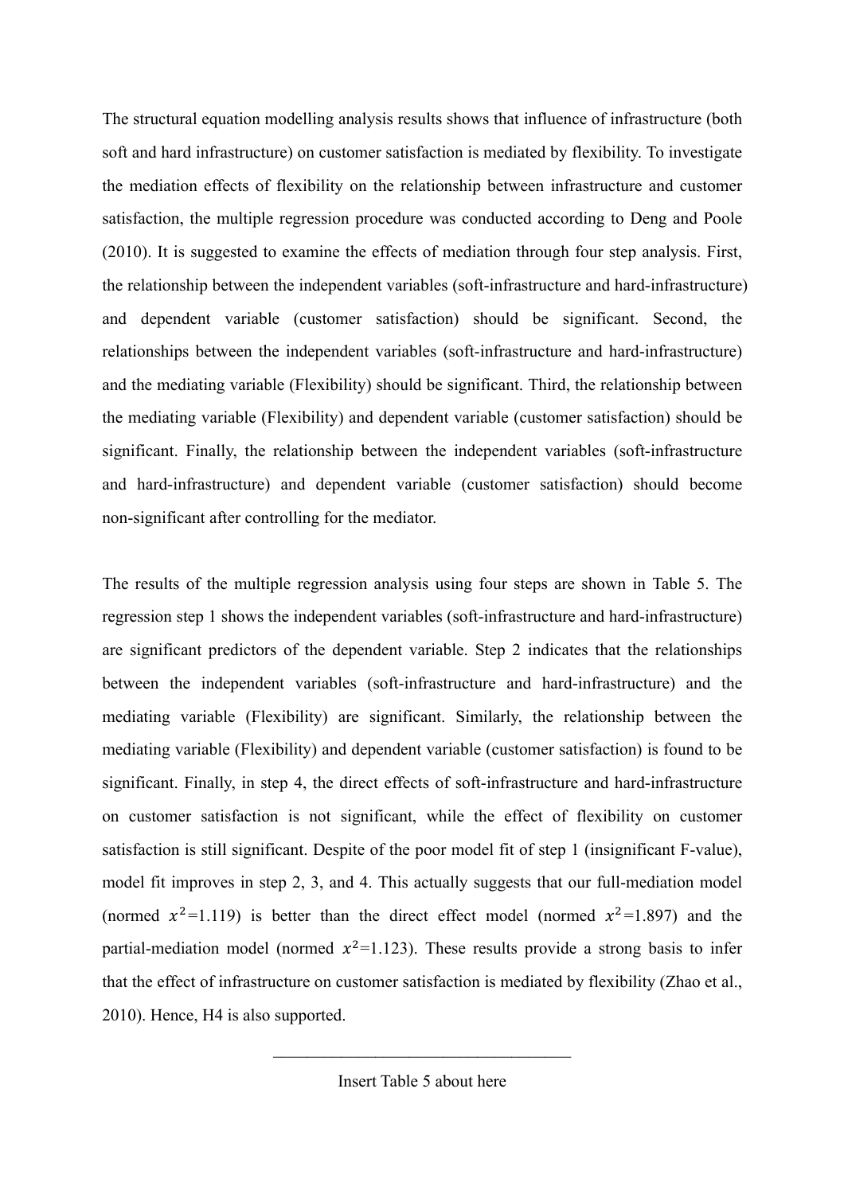The structural equation modelling analysis results shows that influence of infrastructure (both soft and hard infrastructure) on customer satisfaction is mediated by flexibility. To investigate the mediation effects of flexibility on the relationship between infrastructure and customer satisfaction, the multiple regression procedure was conducted according to Deng and Poole (2010). It is suggested to examine the effects of mediation through four step analysis. First, the relationship between the independent variables (soft-infrastructure and hard-infrastructure) and dependent variable (customer satisfaction) should be significant. Second, the relationships between the independent variables (soft-infrastructure and hard-infrastructure) and the mediating variable (Flexibility) should be significant. Third, the relationship between the mediating variable (Flexibility) and dependent variable (customer satisfaction) should be significant. Finally, the relationship between the independent variables (soft-infrastructure and hard-infrastructure) and dependent variable (customer satisfaction) should become non-significant after controlling for the mediator.

The results of the multiple regression analysis using four steps are shown in Table 5. The regression step 1 shows the independent variables (soft-infrastructure and hard-infrastructure) are significant predictors of the dependent variable. Step 2 indicates that the relationships between the independent variables (soft-infrastructure and hard-infrastructure) and the mediating variable (Flexibility) are significant. Similarly, the relationship between the mediating variable (Flexibility) and dependent variable (customer satisfaction) is found to be significant. Finally, in step 4, the direct effects of soft-infrastructure and hard-infrastructure on customer satisfaction is not significant, while the effect of flexibility on customer satisfaction is still significant. Despite of the poor model fit of step 1 (insignificant F-value), model fit improves in step 2, 3, and 4. This actually suggests that our full-mediation model (normed $x^2$=1.119) is better than the direct effect model (normed $x^2$=1.897) and the partial-mediation model (normed $x^2$=1.123). These results provide a strong basis to infer that the effect of infrastructure on customer satisfaction is mediated by flexibility (Zhao et al., 2010). Hence, H4 is also supported.

---

Insert Table 5 about here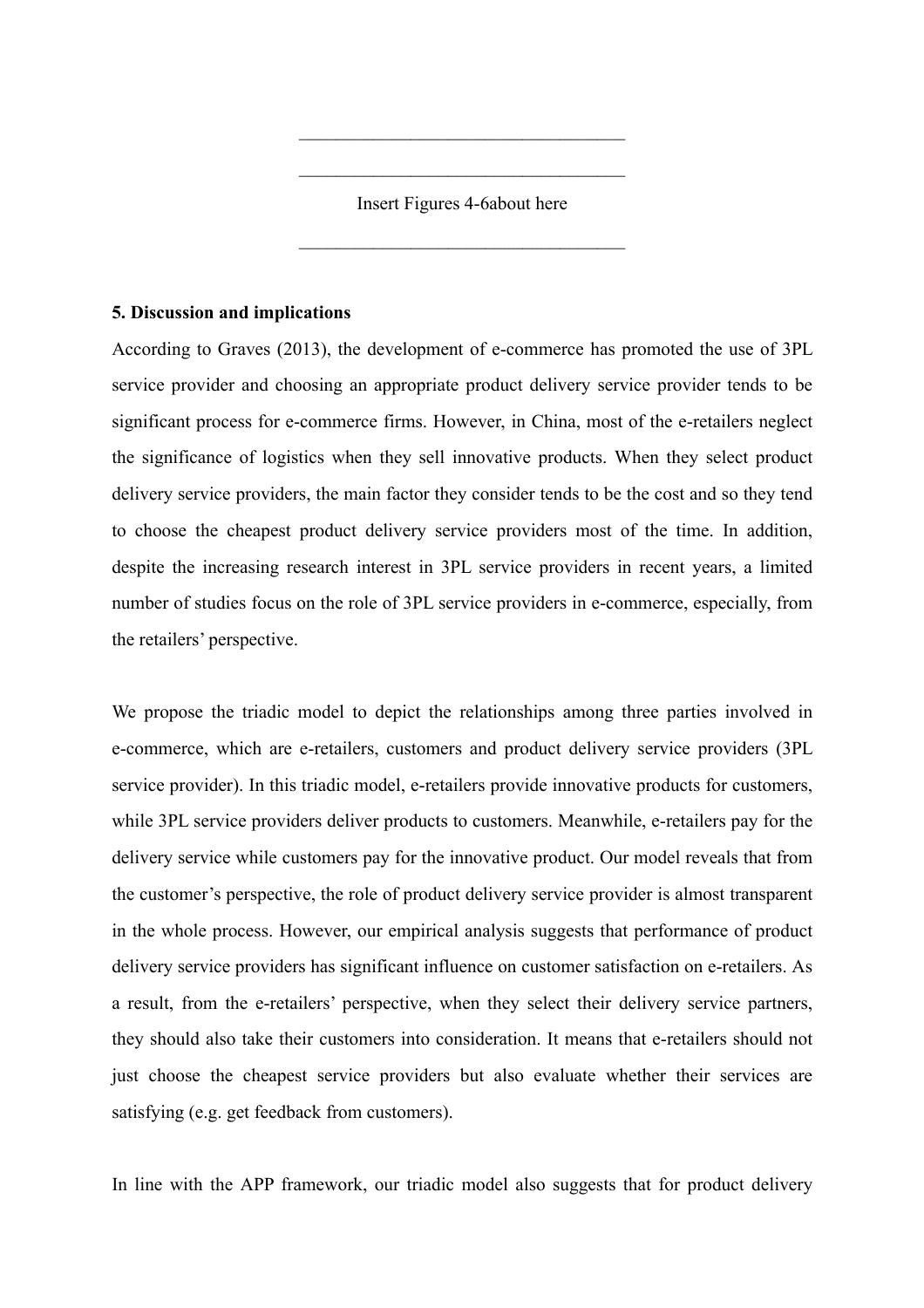\_\_\_\_\_\_\_\_\_\_\_\_\_\_\_\_\_\_\_\_\_\_\_\_\_\_\_\_\_\_\_\_\_\_\_\_

\_\_\_\_\_\_\_\_\_\_\_\_\_\_\_\_\_\_\_\_\_\_\_\_\_\_\_\_\_\_\_\_\_\_\_\_

Insert Figures 4-6about here

\_\_\_\_\_\_\_\_\_\_\_\_\_\_\_\_\_\_\_\_\_\_\_\_\_\_\_\_\_\_\_\_\_\_\_\_

**5. Discussion and implications**

According to Graves (2013), the development of e-commerce has promoted the use of 3PL service provider and choosing an appropriate product delivery service provider tends to be significant process for e-commerce firms. However, in China, most of the e-retailers neglect the significance of logistics when they sell innovative products. When they select product delivery service providers, the main factor they consider tends to be the cost and so they tend to choose the cheapest product delivery service providers most of the time. In addition, despite the increasing research interest in 3PL service providers in recent years, a limited number of studies focus on the role of 3PL service providers in e-commerce, especially, from the retailers' perspective.

We propose the triadic model to depict the relationships among three parties involved in e-commerce, which are e-retailers, customers and product delivery service providers (3PL service provider). In this triadic model, e-retailers provide innovative products for customers, while 3PL service providers deliver products to customers. Meanwhile, e-retailers pay for the delivery service while customers pay for the innovative product. Our model reveals that from the customer's perspective, the role of product delivery service provider is almost transparent in the whole process. However, our empirical analysis suggests that performance of product delivery service providers has significant influence on customer satisfaction on e-retailers. As a result, from the e-retailers' perspective, when they select their delivery service partners, they should also take their customers into consideration. It means that e-retailers should not just choose the cheapest service providers but also evaluate whether their services are satisfying (e.g. get feedback from customers).

In line with the APP framework, our triadic model also suggests that for product delivery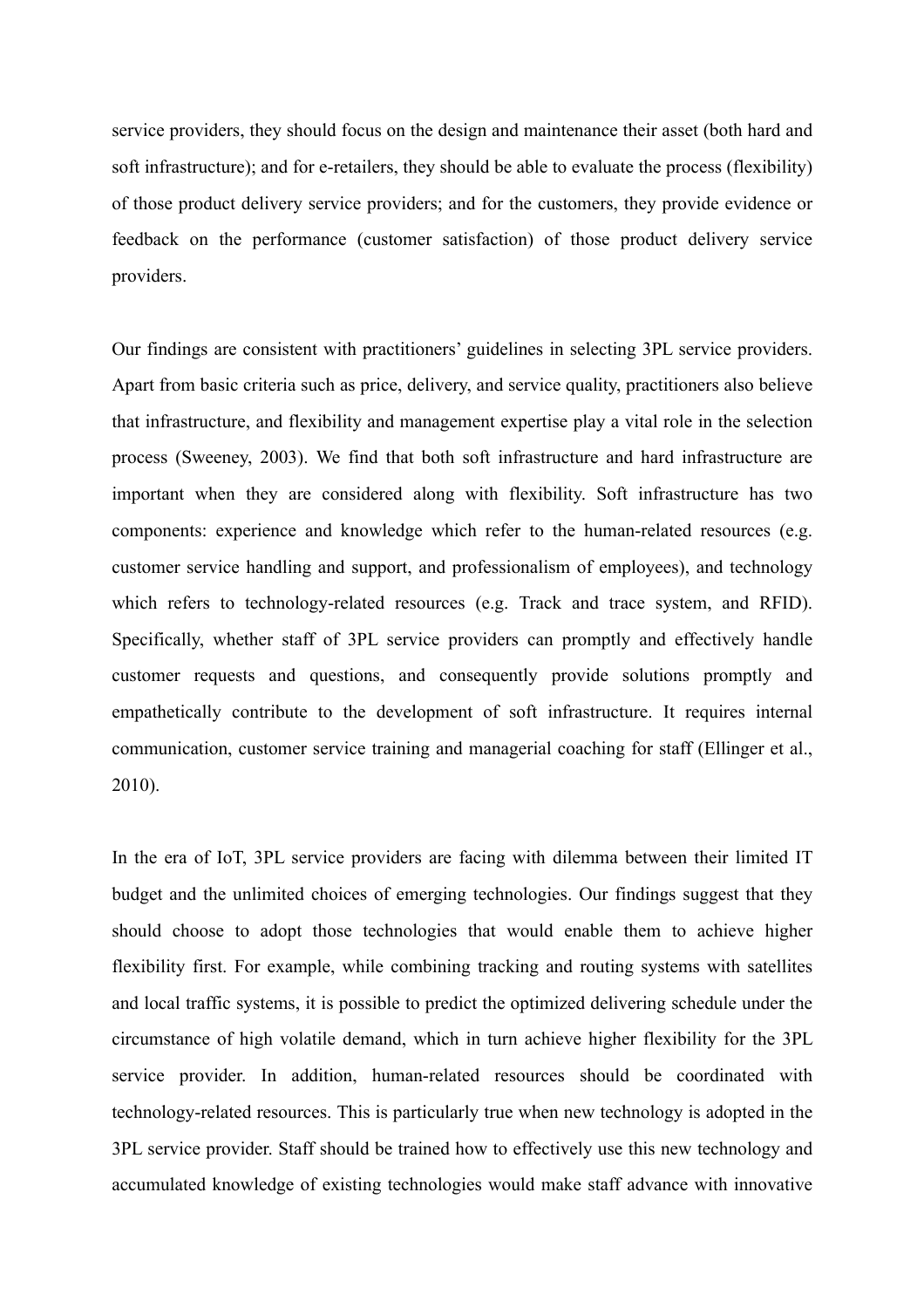service providers, they should focus on the design and maintenance their asset (both hard and soft infrastructure); and for e-retailers, they should be able to evaluate the process (flexibility) of those product delivery service providers; and for the customers, they provide evidence or feedback on the performance (customer satisfaction) of those product delivery service providers.

Our findings are consistent with practitioners' guidelines in selecting 3PL service providers. Apart from basic criteria such as price, delivery, and service quality, practitioners also believe that infrastructure, and flexibility and management expertise play a vital role in the selection process (Sweeney, 2003). We find that both soft infrastructure and hard infrastructure are important when they are considered along with flexibility. Soft infrastructure has two components: experience and knowledge which refer to the human-related resources (e.g. customer service handling and support, and professionalism of employees), and technology which refers to technology-related resources (e.g. Track and trace system, and RFID). Specifically, whether staff of 3PL service providers can promptly and effectively handle customer requests and questions, and consequently provide solutions promptly and empathetically contribute to the development of soft infrastructure. It requires internal communication, customer service training and managerial coaching for staff (Ellinger et al., 2010).

In the era of IoT, 3PL service providers are facing with dilemma between their limited IT budget and the unlimited choices of emerging technologies. Our findings suggest that they should choose to adopt those technologies that would enable them to achieve higher flexibility first. For example, while combining tracking and routing systems with satellites and local traffic systems, it is possible to predict the optimized delivering schedule under the circumstance of high volatile demand, which in turn achieve higher flexibility for the 3PL service provider. In addition, human-related resources should be coordinated with technology-related resources. This is particularly true when new technology is adopted in the 3PL service provider. Staff should be trained how to effectively use this new technology and accumulated knowledge of existing technologies would make staff advance with innovative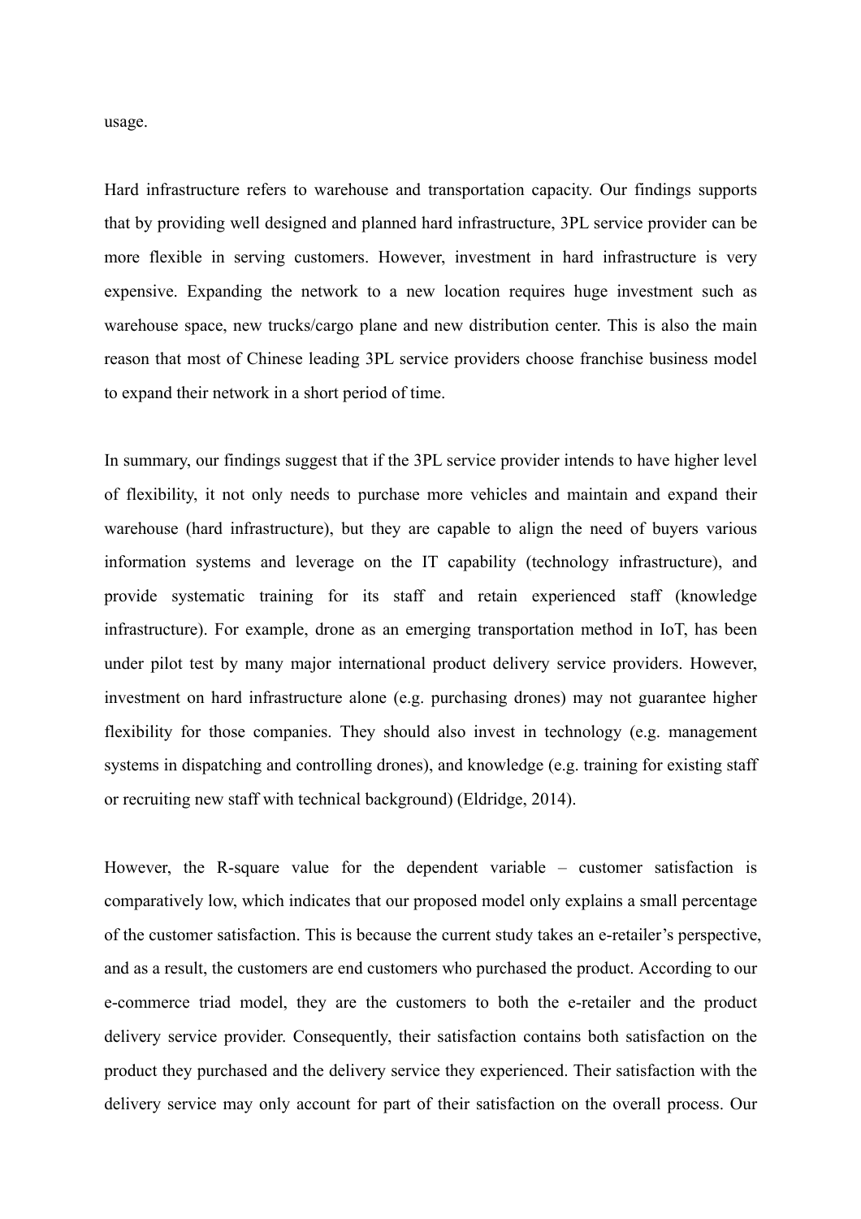usage.

Hard infrastructure refers to warehouse and transportation capacity. Our findings supports that by providing well designed and planned hard infrastructure, 3PL service provider can be more flexible in serving customers. However, investment in hard infrastructure is very expensive. Expanding the network to a new location requires huge investment such as warehouse space, new trucks/cargo plane and new distribution center. This is also the main reason that most of Chinese leading 3PL service providers choose franchise business model to expand their network in a short period of time.

In summary, our findings suggest that if the 3PL service provider intends to have higher level of flexibility, it not only needs to purchase more vehicles and maintain and expand their warehouse (hard infrastructure), but they are capable to align the need of buyers various information systems and leverage on the IT capability (technology infrastructure), and provide systematic training for its staff and retain experienced staff (knowledge infrastructure). For example, drone as an emerging transportation method in IoT, has been under pilot test by many major international product delivery service providers. However, investment on hard infrastructure alone (e.g. purchasing drones) may not guarantee higher flexibility for those companies. They should also invest in technology (e.g. management systems in dispatching and controlling drones), and knowledge (e.g. training for existing staff or recruiting new staff with technical background) (Eldridge, 2014).

However, the R-square value for the dependent variable – customer satisfaction is comparatively low, which indicates that our proposed model only explains a small percentage of the customer satisfaction. This is because the current study takes an e-retailer's perspective, and as a result, the customers are end customers who purchased the product. According to our e-commerce triad model, they are the customers to both the e-retailer and the product delivery service provider. Consequently, their satisfaction contains both satisfaction on the product they purchased and the delivery service they experienced. Their satisfaction with the delivery service may only account for part of their satisfaction on the overall process. Our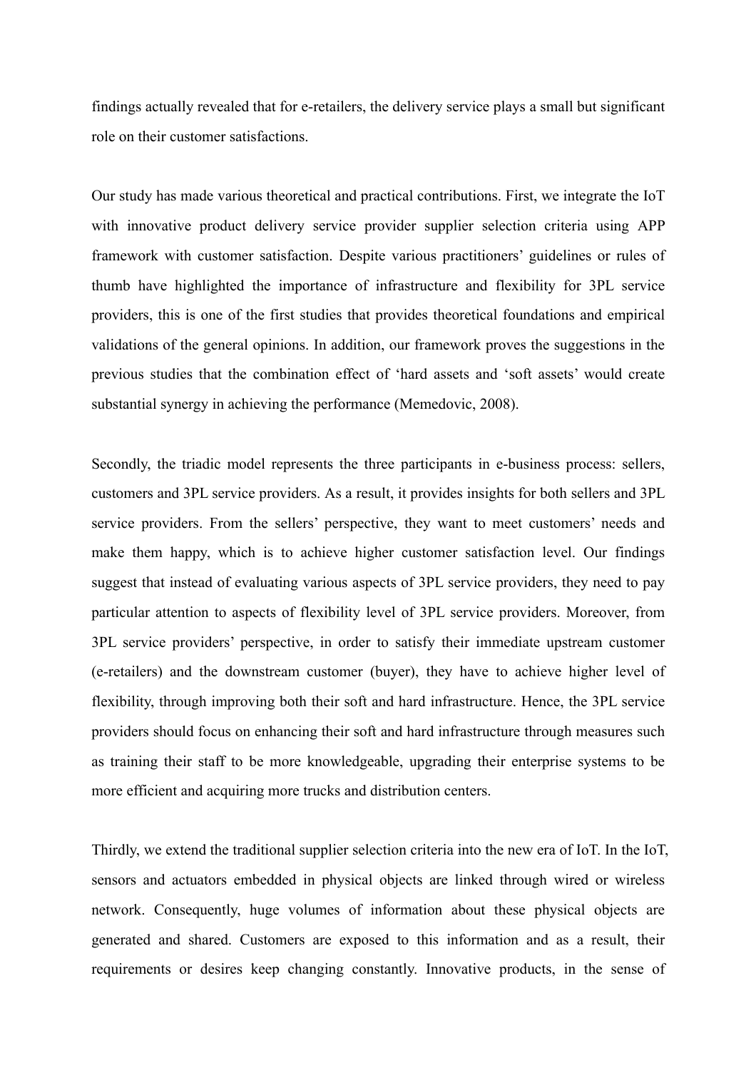findings actually revealed that for e-retailers, the delivery service plays a small but significant role on their customer satisfactions.

Our study has made various theoretical and practical contributions. First, we integrate the IoT with innovative product delivery service provider supplier selection criteria using APP framework with customer satisfaction. Despite various practitioners' guidelines or rules of thumb have highlighted the importance of infrastructure and flexibility for 3PL service providers, this is one of the first studies that provides theoretical foundations and empirical validations of the general opinions. In addition, our framework proves the suggestions in the previous studies that the combination effect of 'hard assets and 'soft assets' would create substantial synergy in achieving the performance (Memedovic, 2008).

Secondly, the triadic model represents the three participants in e-business process: sellers, customers and 3PL service providers. As a result, it provides insights for both sellers and 3PL service providers. From the sellers' perspective, they want to meet customers' needs and make them happy, which is to achieve higher customer satisfaction level. Our findings suggest that instead of evaluating various aspects of 3PL service providers, they need to pay particular attention to aspects of flexibility level of 3PL service providers. Moreover, from 3PL service providers' perspective, in order to satisfy their immediate upstream customer (e-retailers) and the downstream customer (buyer), they have to achieve higher level of flexibility, through improving both their soft and hard infrastructure. Hence, the 3PL service providers should focus on enhancing their soft and hard infrastructure through measures such as training their staff to be more knowledgeable, upgrading their enterprise systems to be more efficient and acquiring more trucks and distribution centers.

Thirdly, we extend the traditional supplier selection criteria into the new era of IoT. In the IoT, sensors and actuators embedded in physical objects are linked through wired or wireless network. Consequently, huge volumes of information about these physical objects are generated and shared. Customers are exposed to this information and as a result, their requirements or desires keep changing constantly. Innovative products, in the sense of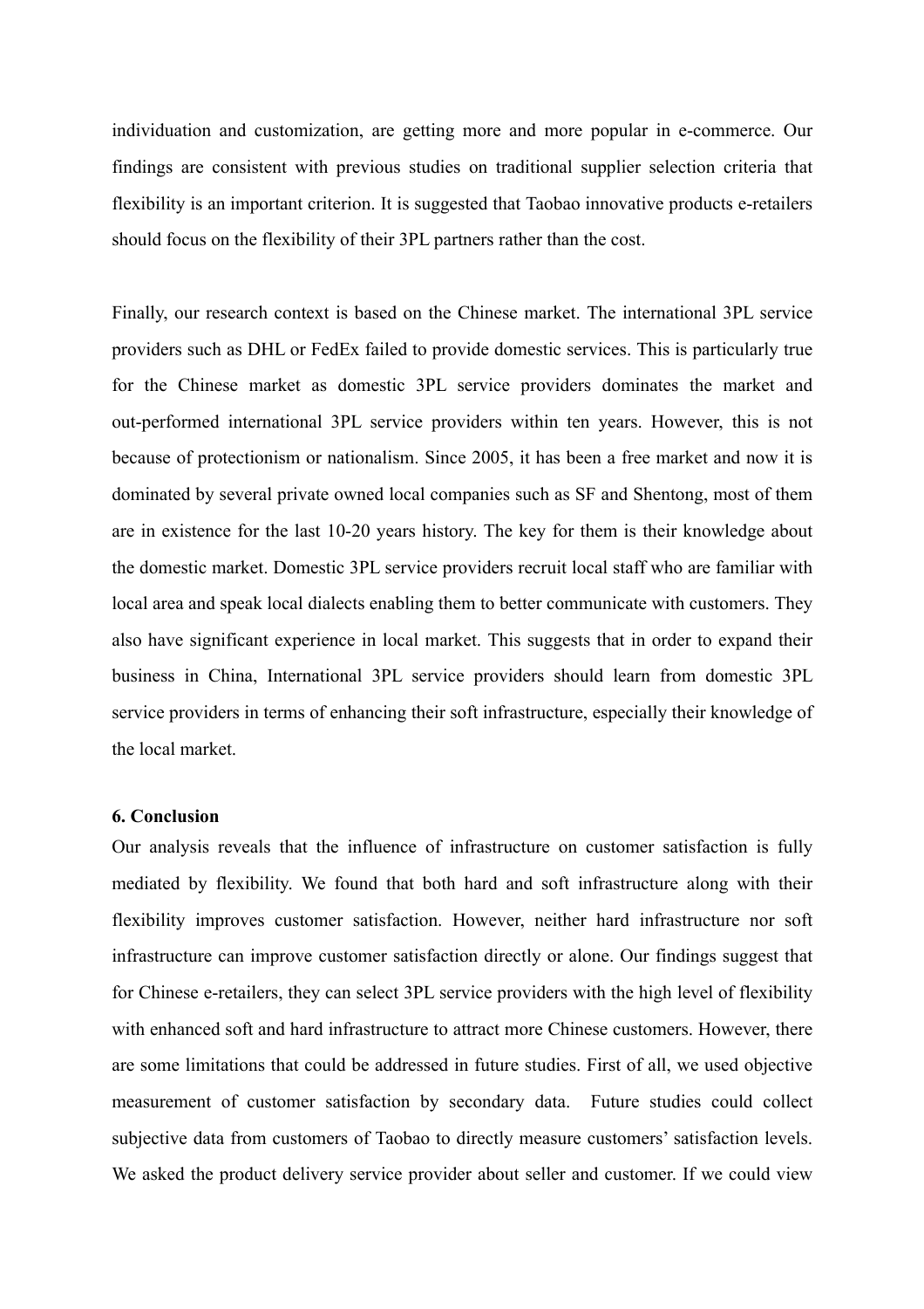individuation and customization, are getting more and more popular in e-commerce. Our findings are consistent with previous studies on traditional supplier selection criteria that flexibility is an important criterion. It is suggested that Taobao innovative products e-retailers should focus on the flexibility of their 3PL partners rather than the cost.

Finally, our research context is based on the Chinese market. The international 3PL service providers such as DHL or FedEx failed to provide domestic services. This is particularly true for the Chinese market as domestic 3PL service providers dominates the market and out-performed international 3PL service providers within ten years. However, this is not because of protectionism or nationalism. Since 2005, it has been a free market and now it is dominated by several private owned local companies such as SF and Shentong, most of them are in existence for the last 10-20 years history. The key for them is their knowledge about the domestic market. Domestic 3PL service providers recruit local staff who are familiar with local area and speak local dialects enabling them to better communicate with customers. They also have significant experience in local market. This suggests that in order to expand their business in China, International 3PL service providers should learn from domestic 3PL service providers in terms of enhancing their soft infrastructure, especially their knowledge of the local market.

**6. Conclusion**

Our analysis reveals that the influence of infrastructure on customer satisfaction is fully mediated by flexibility. We found that both hard and soft infrastructure along with their flexibility improves customer satisfaction. However, neither hard infrastructure nor soft infrastructure can improve customer satisfaction directly or alone. Our findings suggest that for Chinese e-retailers, they can select 3PL service providers with the high level of flexibility with enhanced soft and hard infrastructure to attract more Chinese customers. However, there are some limitations that could be addressed in future studies. First of all, we used objective measurement of customer satisfaction by secondary data. Future studies could collect subjective data from customers of Taobao to directly measure customers' satisfaction levels. We asked the product delivery service provider about seller and customer. If we could view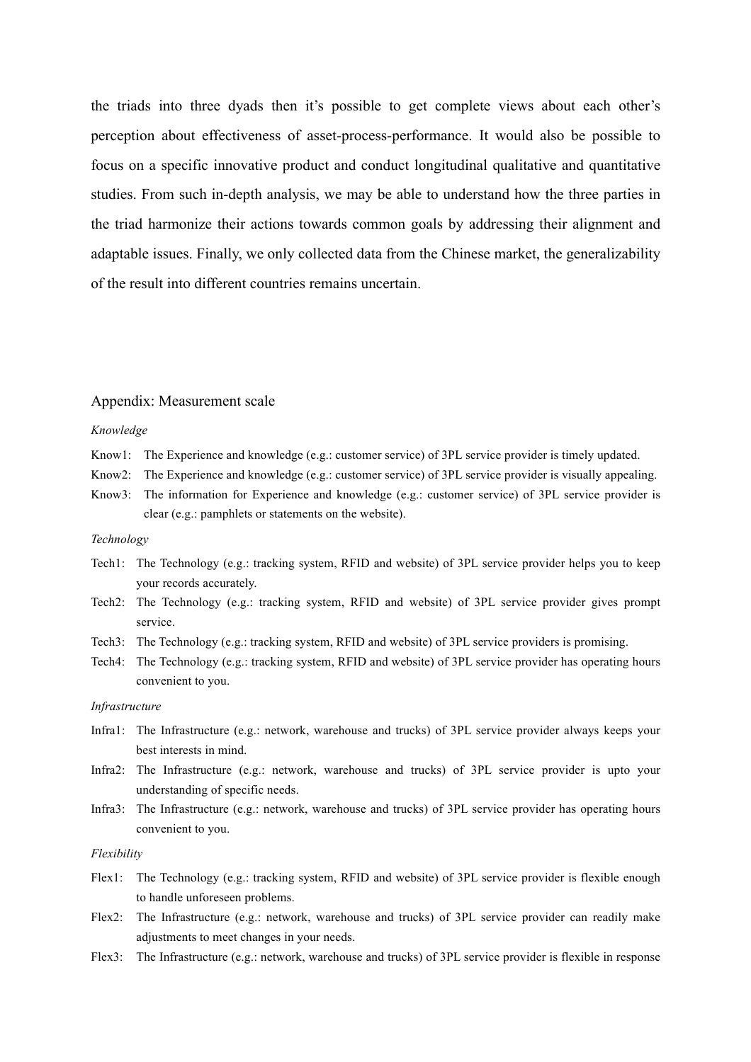the triads into three dyads then it's possible to get complete views about each other's perception about effectiveness of asset-process-performance. It would also be possible to focus on a specific innovative product and conduct longitudinal qualitative and quantitative studies. From such in-depth analysis, we may be able to understand how the three parties in the triad harmonize their actions towards common goals by addressing their alignment and adaptable issues. Finally, we only collected data from the Chinese market, the generalizability of the result into different countries remains uncertain.

## Appendix: Measurement scale

*Knowledge*

Know1: The Experience and knowledge (e.g.: customer service) of 3PL service provider is timely updated.

Know2: The Experience and knowledge (e.g.: customer service) of 3PL service provider is visually appealing.

Know3: The information for Experience and knowledge (e.g.: customer service) of 3PL service provider is clear (e.g.: pamphlets or statements on the website).

*Technology*

Tech1: The Technology (e.g.: tracking system, RFID and website) of 3PL service provider helps you to keep your records accurately.

Tech2: The Technology (e.g.: tracking system, RFID and website) of 3PL service provider gives prompt service.

Tech3: The Technology (e.g.: tracking system, RFID and website) of 3PL service providers is promising.

Tech4: The Technology (e.g.: tracking system, RFID and website) of 3PL service provider has operating hours convenient to you.

*Infrastructure*

Infra1: The Infrastructure (e.g.: network, warehouse and trucks) of 3PL service provider always keeps your best interests in mind.

Infra2: The Infrastructure (e.g.: network, warehouse and trucks) of 3PL service provider is upto your understanding of specific needs.

Infra3: The Infrastructure (e.g.: network, warehouse and trucks) of 3PL service provider has operating hours convenient to you.

*Flexibility*

Flex1: The Technology (e.g.: tracking system, RFID and website) of 3PL service provider is flexible enough to handle unforeseen problems.

Flex2: The Infrastructure (e.g.: network, warehouse and trucks) of 3PL service provider can readily make adjustments to meet changes in your needs.

Flex3: The Infrastructure (e.g.: network, warehouse and trucks) of 3PL service provider is flexible in response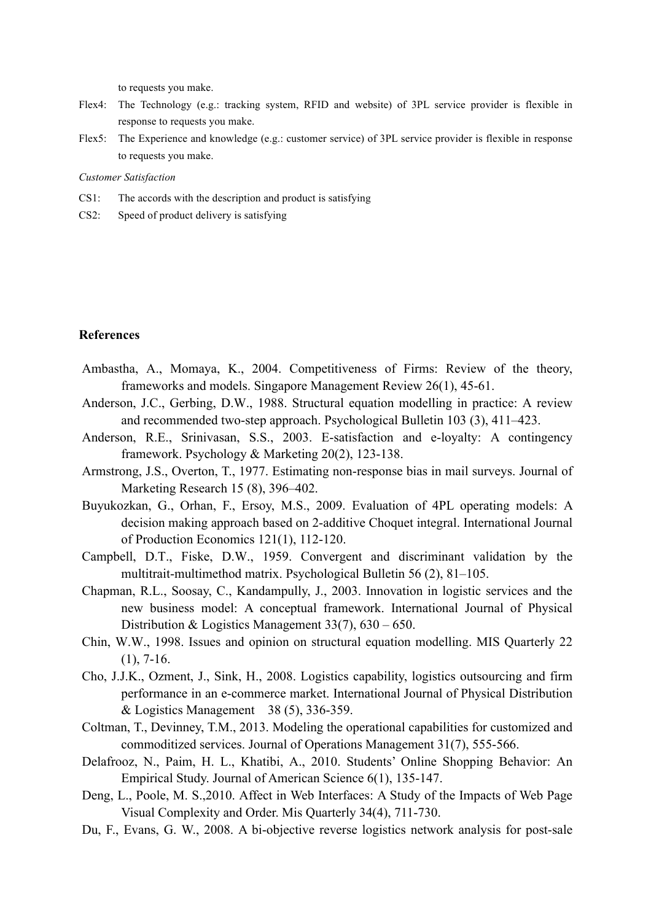to requests you make.

Flex4: The Technology (e.g.: tracking system, RFID and website) of 3PL service provider is flexible in response to requests you make.

Flex5: The Experience and knowledge (e.g.: customer service) of 3PL service provider is flexible in response to requests you make.

*Customer Satisfaction*

CS1: The accords with the description and product is satisfying

CS2: Speed of product delivery is satisfying

**References**

Ambastha, A., Momaya, K., 2004. Competitiveness of Firms: Review of the theory, frameworks and models. Singapore Management Review 26(1), 45-61.

Anderson, J.C., Gerbing, D.W., 1988. Structural equation modelling in practice: A review and recommended two-step approach. Psychological Bulletin 103 (3), 411–423.

Anderson, R.E., Srinivasan, S.S., 2003. E-satisfaction and e-loyalty: A contingency framework. Psychology & Marketing 20(2), 123-138.

Armstrong, J.S., Overton, T., 1977. Estimating non-response bias in mail surveys. Journal of Marketing Research 15 (8), 396–402.

Buyukozkan, G., Orhan, F., Ersoy, M.S., 2009. Evaluation of 4PL operating models: A decision making approach based on 2-additive Choquet integral. International Journal of Production Economics 121(1), 112-120.

Campbell, D.T., Fiske, D.W., 1959. Convergent and discriminant validation by the multitrait-multimethod matrix. Psychological Bulletin 56 (2), 81–105.

Chapman, R.L., Soosay, C., Kandampully, J., 2003. Innovation in logistic services and the new business model: A conceptual framework. International Journal of Physical Distribution & Logistics Management 33(7), 630 – 650.

Chin, W.W., 1998. Issues and opinion on structural equation modelling. MIS Quarterly 22 (1), 7-16.

Cho, J.J.K., Ozment, J., Sink, H., 2008. Logistics capability, logistics outsourcing and firm performance in an e-commerce market. International Journal of Physical Distribution & Logistics Management 38 (5), 336-359.

Coltman, T., Devinney, T.M., 2013. Modeling the operational capabilities for customized and commoditized services. Journal of Operations Management 31(7), 555-566.

Delafrooz, N., Paim, H. L., Khatibi, A., 2010. Students' Online Shopping Behavior: An Empirical Study. Journal of American Science 6(1), 135-147.

Deng, L., Poole, M. S.,2010. Affect in Web Interfaces: A Study of the Impacts of Web Page Visual Complexity and Order. Mis Quarterly 34(4), 711-730.

Du, F., Evans, G. W., 2008. A bi-objective reverse logistics network analysis for post-sale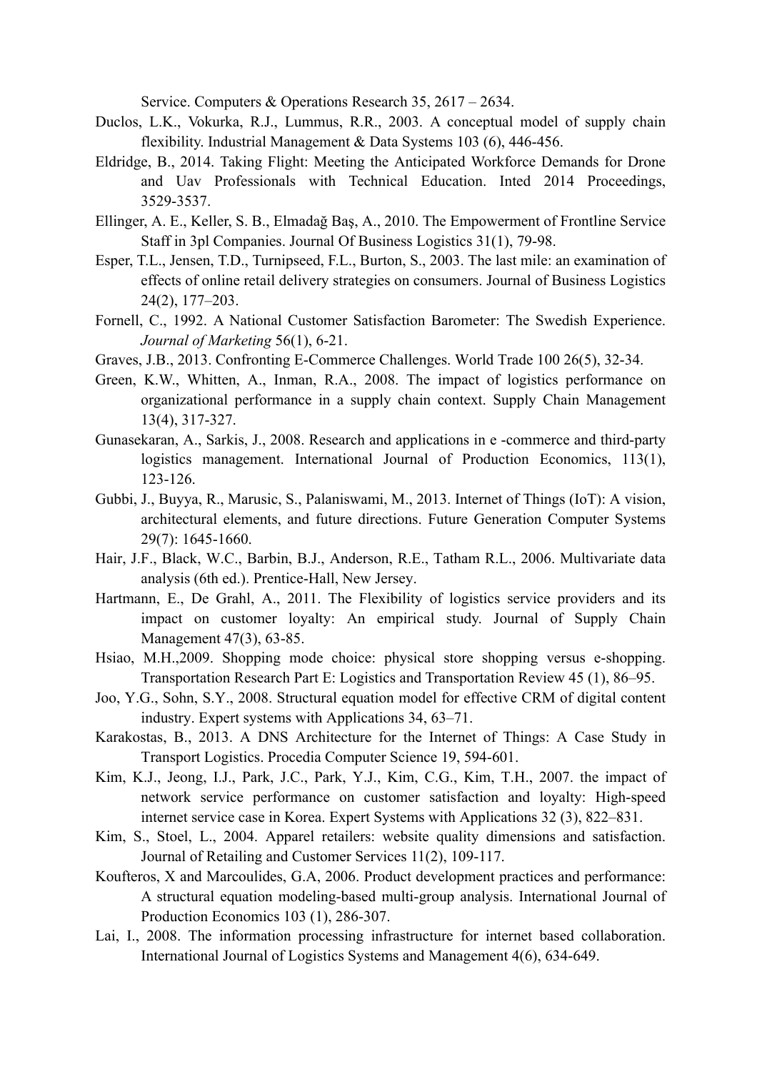Service. Computers & Operations Research 35, 2617 – 2634.

Duclos, L.K., Vokurka, R.J., Lummus, R.R., 2003. A conceptual model of supply chain flexibility. Industrial Management & Data Systems 103 (6), 446-456.

Eldridge, B., 2014. Taking Flight: Meeting the Anticipated Workforce Demands for Drone and Uav Professionals with Technical Education. Inted 2014 Proceedings, 3529-3537.

Ellinger, A. E., Keller, S. B., Elmadağ Baş, A., 2010. The Empowerment of Frontline Service Staff in 3pl Companies. Journal Of Business Logistics 31(1), 79-98.

Esper, T.L., Jensen, T.D., Turnipseed, F.L., Burton, S., 2003. The last mile: an examination of effects of online retail delivery strategies on consumers. Journal of Business Logistics 24(2), 177–203.

Fornell, C., 1992. A National Customer Satisfaction Barometer: The Swedish Experience. *Journal of Marketing* 56(1), 6-21.

Graves, J.B., 2013. Confronting E-Commerce Challenges. World Trade 100 26(5), 32-34.

Green, K.W., Whitten, A., Inman, R.A., 2008. The impact of logistics performance on organizational performance in a supply chain context. Supply Chain Management 13(4), 317-327.

Gunasekaran, A., Sarkis, J., 2008. Research and applications in e -commerce and third-party logistics management. International Journal of Production Economics, 113(1), 123-126.

Gubbi, J., Buyya, R., Marusic, S., Palaniswami, M., 2013. Internet of Things (IoT): A vision, architectural elements, and future directions. Future Generation Computer Systems 29(7): 1645-1660.

Hair, J.F., Black, W.C., Barbin, B.J., Anderson, R.E., Tatham R.L., 2006. Multivariate data analysis (6th ed.). Prentice-Hall, New Jersey.

Hartmann, E., De Grahl, A., 2011. The Flexibility of logistics service providers and its impact on customer loyalty: An empirical study. Journal of Supply Chain Management 47(3), 63-85.

Hsiao, M.H.,2009. Shopping mode choice: physical store shopping versus e-shopping. Transportation Research Part E: Logistics and Transportation Review 45 (1), 86–95.

Joo, Y.G., Sohn, S.Y., 2008. Structural equation model for effective CRM of digital content industry. Expert systems with Applications 34, 63–71.

Karakostas, B., 2013. A DNS Architecture for the Internet of Things: A Case Study in Transport Logistics. Procedia Computer Science 19, 594-601.

Kim, K.J., Jeong, I.J., Park, J.C., Park, Y.J., Kim, C.G., Kim, T.H., 2007. the impact of network service performance on customer satisfaction and loyalty: High-speed internet service case in Korea. Expert Systems with Applications 32 (3), 822–831.

Kim, S., Stoel, L., 2004. Apparel retailers: website quality dimensions and satisfaction. Journal of Retailing and Customer Services 11(2), 109-117.

Koufteros, X and Marcoulides, G.A, 2006. Product development practices and performance: A structural equation modeling-based multi-group analysis. International Journal of Production Economics 103 (1), 286-307.

Lai, I., 2008. The information processing infrastructure for internet based collaboration. International Journal of Logistics Systems and Management 4(6), 634-649.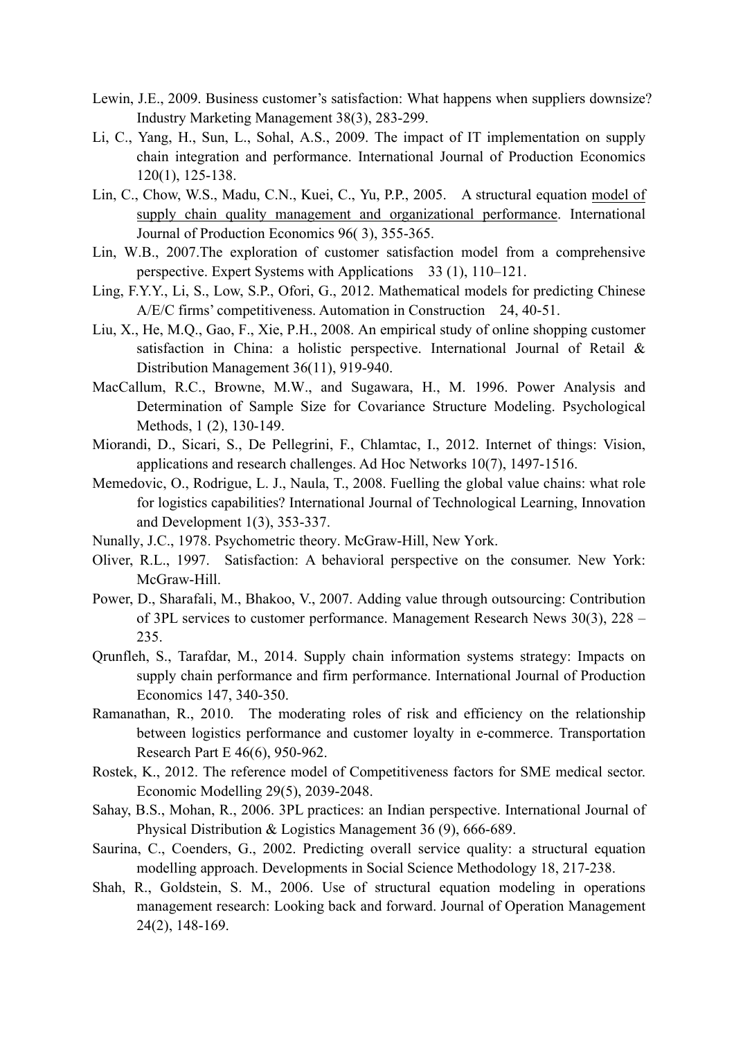Lewin, J.E., 2009. Business customer's satisfaction: What happens when suppliers downsize? Industry Marketing Management 38(3), 283-299.

Li, C., Yang, H., Sun, L., Sohal, A.S., 2009. The impact of IT implementation on supply chain integration and performance. International Journal of Production Economics 120(1), 125-138.

Lin, C., Chow, W.S., Madu, C.N., Kuei, C., Yu, P.P., 2005. A structural equation model of supply chain quality management and organizational performance. International Journal of Production Economics 96( 3), 355-365.

Lin, W.B., 2007.The exploration of customer satisfaction model from a comprehensive perspective. Expert Systems with Applications 33 (1), 110–121.

Ling, F.Y.Y., Li, S., Low, S.P., Ofori, G., 2012. Mathematical models for predicting Chinese A/E/C firms' competitiveness. Automation in Construction 24, 40-51.

Liu, X., He, M.Q., Gao, F., Xie, P.H., 2008. An empirical study of online shopping customer satisfaction in China: a holistic perspective. International Journal of Retail & Distribution Management 36(11), 919-940.

MacCallum, R.C., Browne, M.W., and Sugawara, H., M. 1996. Power Analysis and Determination of Sample Size for Covariance Structure Modeling. Psychological Methods, 1 (2), 130-149.

Miorandi, D., Sicari, S., De Pellegrini, F., Chlamtac, I., 2012. Internet of things: Vision, applications and research challenges. Ad Hoc Networks 10(7), 1497-1516.

Memedovic, O., Rodrigue, L. J., Naula, T., 2008. Fuelling the global value chains: what role for logistics capabilities? International Journal of Technological Learning, Innovation and Development 1(3), 353-337.

Nunally, J.C., 1978. Psychometric theory. McGraw-Hill, New York.

Oliver, R.L., 1997. Satisfaction: A behavioral perspective on the consumer. New York: McGraw-Hill.

Power, D., Sharafali, M., Bhakoo, V., 2007. Adding value through outsourcing: Contribution of 3PL services to customer performance. Management Research News 30(3), 228 – 235.

Qrunfleh, S., Tarafdar, M., 2014. Supply chain information systems strategy: Impacts on supply chain performance and firm performance. International Journal of Production Economics 147, 340-350.

Ramanathan, R., 2010. The moderating roles of risk and efficiency on the relationship between logistics performance and customer loyalty in e-commerce. Transportation Research Part E 46(6), 950-962.

Rostek, K., 2012. The reference model of Competitiveness factors for SME medical sector. Economic Modelling 29(5), 2039-2048.

Sahay, B.S., Mohan, R., 2006. 3PL practices: an Indian perspective. International Journal of Physical Distribution & Logistics Management 36 (9), 666-689.

Saurina, C., Coenders, G., 2002. Predicting overall service quality: a structural equation modelling approach. Developments in Social Science Methodology 18, 217-238.

Shah, R., Goldstein, S. M., 2006. Use of structural equation modeling in operations management research: Looking back and forward. Journal of Operation Management 24(2), 148-169.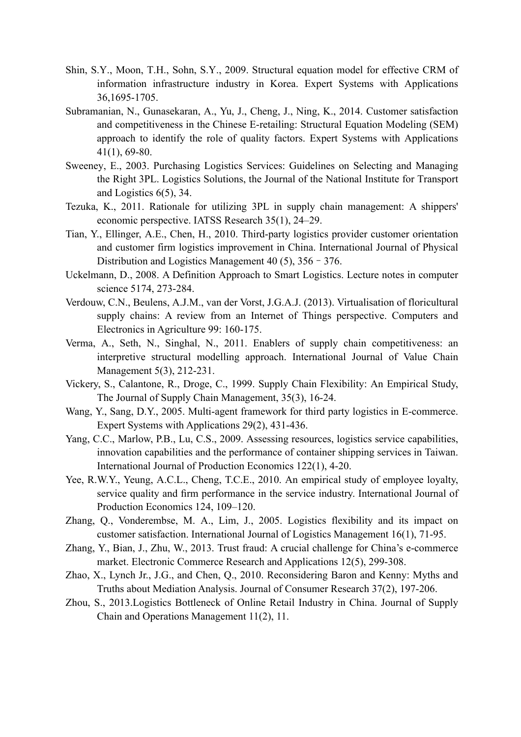Shin, S.Y., Moon, T.H., Sohn, S.Y., 2009. Structural equation model for effective CRM of information infrastructure industry in Korea. Expert Systems with Applications 36,1695-1705.

Subramanian, N., Gunasekaran, A., Yu, J., Cheng, J., Ning, K., 2014. Customer satisfaction and competitiveness in the Chinese E-retailing: Structural Equation Modeling (SEM) approach to identify the role of quality factors. Expert Systems with Applications 41(1), 69-80.

Sweeney, E., 2003. Purchasing Logistics Services: Guidelines on Selecting and Managing the Right 3PL. Logistics Solutions, the Journal of the National Institute for Transport and Logistics 6(5), 34.

Tezuka, K., 2011. Rationale for utilizing 3PL in supply chain management: A shippers' economic perspective. IATSS Research 35(1), 24–29.

Tian, Y., Ellinger, A.E., Chen, H., 2010. Third-party logistics provider customer orientation and customer firm logistics improvement in China. International Journal of Physical Distribution and Logistics Management 40 (5), 356 – 376.

Uckelmann, D., 2008. A Definition Approach to Smart Logistics. Lecture notes in computer science 5174, 273-284.

Verdouw, C.N., Beulens, A.J.M., van der Vorst, J.G.A.J. (2013). Virtualisation of floricultural supply chains: A review from an Internet of Things perspective. Computers and Electronics in Agriculture 99: 160-175.

Verma, A., Seth, N., Singhal, N., 2011. Enablers of supply chain competitiveness: an interpretive structural modelling approach. International Journal of Value Chain Management 5(3), 212-231.

Vickery, S., Calantone, R., Droge, C., 1999. Supply Chain Flexibility: An Empirical Study, The Journal of Supply Chain Management, 35(3), 16-24.

Wang, Y., Sang, D.Y., 2005. Multi-agent framework for third party logistics in E-commerce. Expert Systems with Applications 29(2), 431-436.

Yang, C.C., Marlow, P.B., Lu, C.S., 2009. Assessing resources, logistics service capabilities, innovation capabilities and the performance of container shipping services in Taiwan. International Journal of Production Economics 122(1), 4-20.

Yee, R.W.Y., Yeung, A.C.L., Cheng, T.C.E., 2010. An empirical study of employee loyalty, service quality and firm performance in the service industry. International Journal of Production Economics 124, 109–120.

Zhang, Q., Vonderembse, M. A., Lim, J., 2005. Logistics flexibility and its impact on customer satisfaction. International Journal of Logistics Management 16(1), 71-95.

Zhang, Y., Bian, J., Zhu, W., 2013. Trust fraud: A crucial challenge for China's e-commerce market. Electronic Commerce Research and Applications 12(5), 299-308.

Zhao, X., Lynch Jr., J.G., and Chen, Q., 2010. Reconsidering Baron and Kenny: Myths and Truths about Mediation Analysis. Journal of Consumer Research 37(2), 197-206.

Zhou, S., 2013.Logistics Bottleneck of Online Retail Industry in China. Journal of Supply Chain and Operations Management 11(2), 11.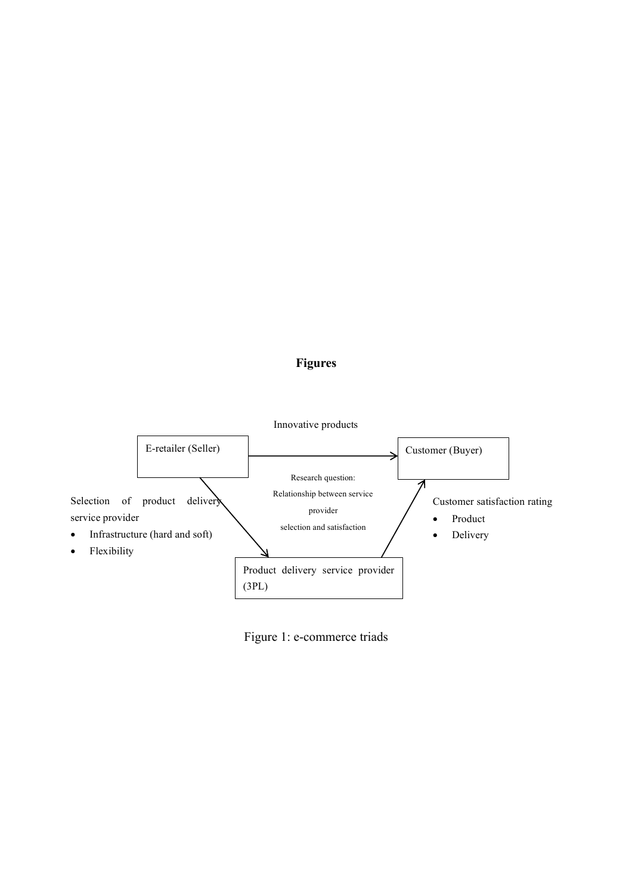# Figures

Innovative products

E-retailer (Seller)

Customer (Buyer)

Selection of product delivery service provider

- Infrastructure (hard and soft)
- Flexibility

Research question:
Relationship between service provider selection and satisfaction

Customer satisfaction rating

- Product
- Delivery

Product delivery service provider (3PL)

Figure 1: e-commerce triads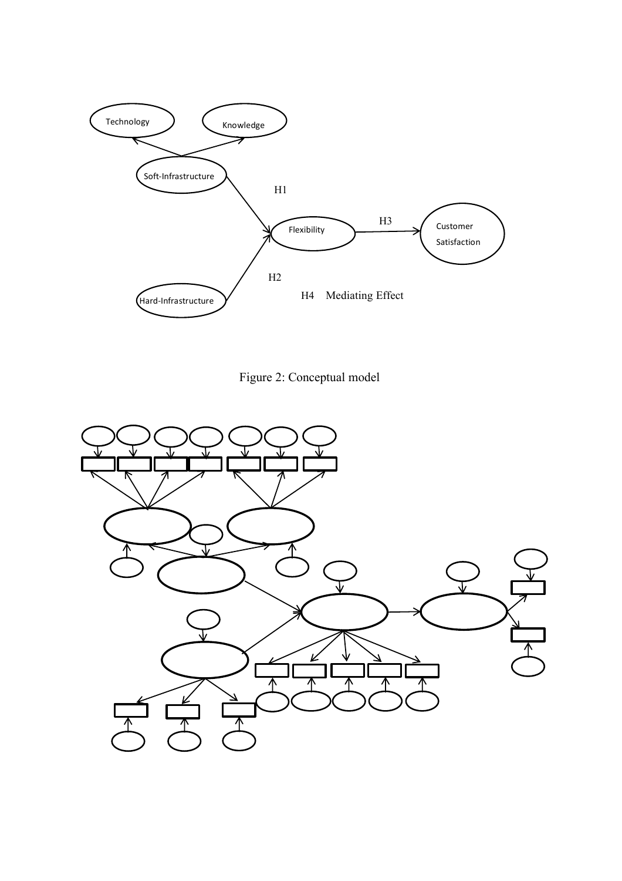Technology

Knowledge

Soft-Infrastructure

H1

Flexibility

H3

Customer Satisfaction

H2

Hard-Infrastructure

H4 Mediating Effect

Figure 2: Conceptual model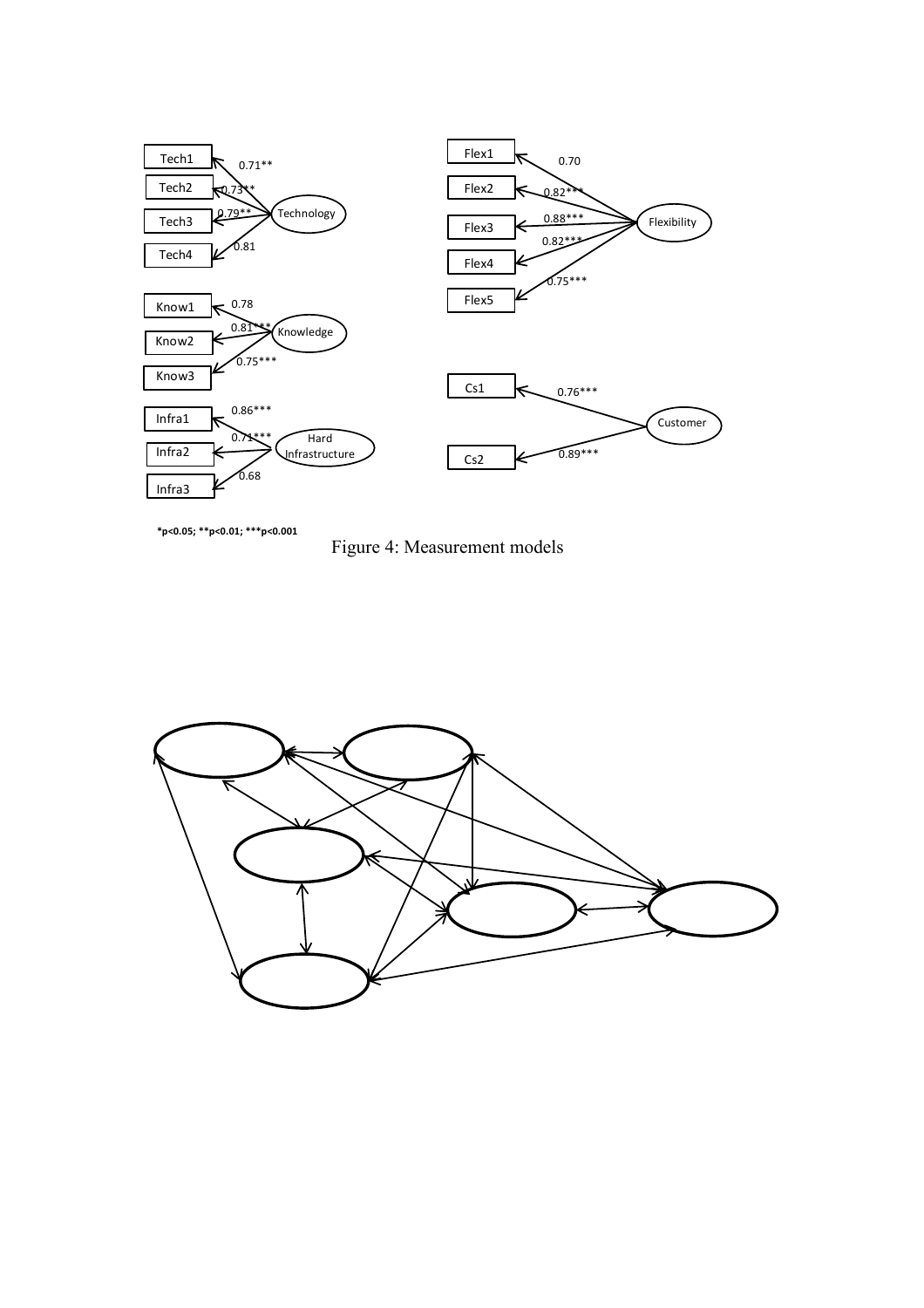*p<0.05; **p<0.01; ***p<0.001

Figure 4: Measurement models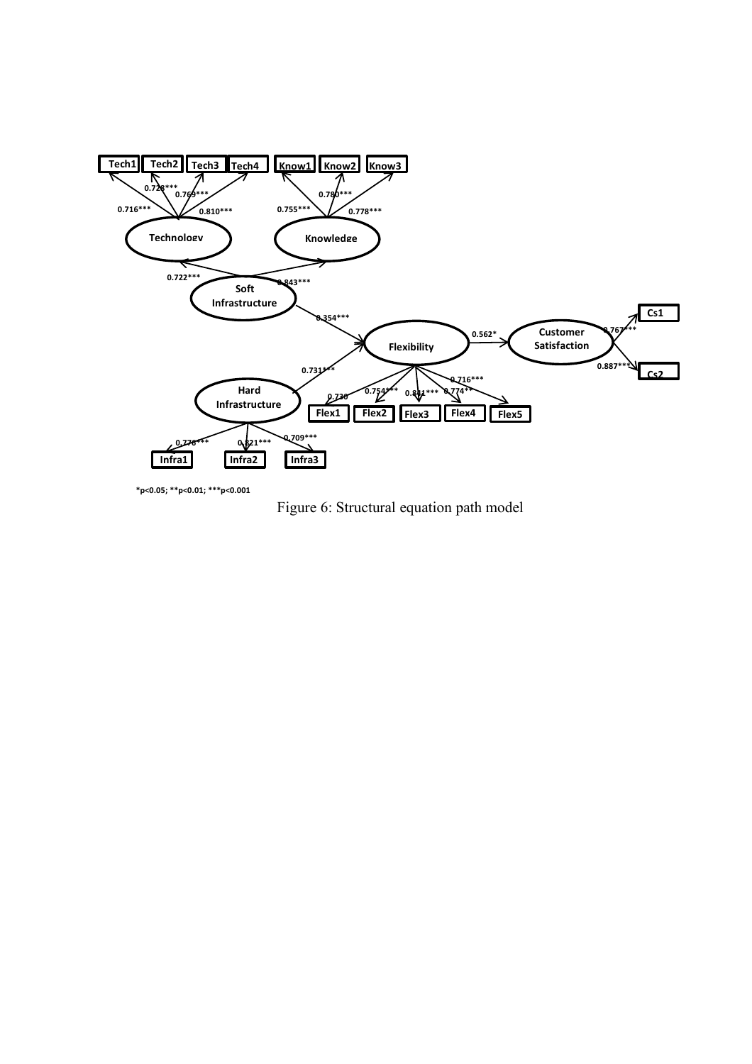*p<0.05; **p<0.01; ***p<0.001

Figure 6: Structural equation path model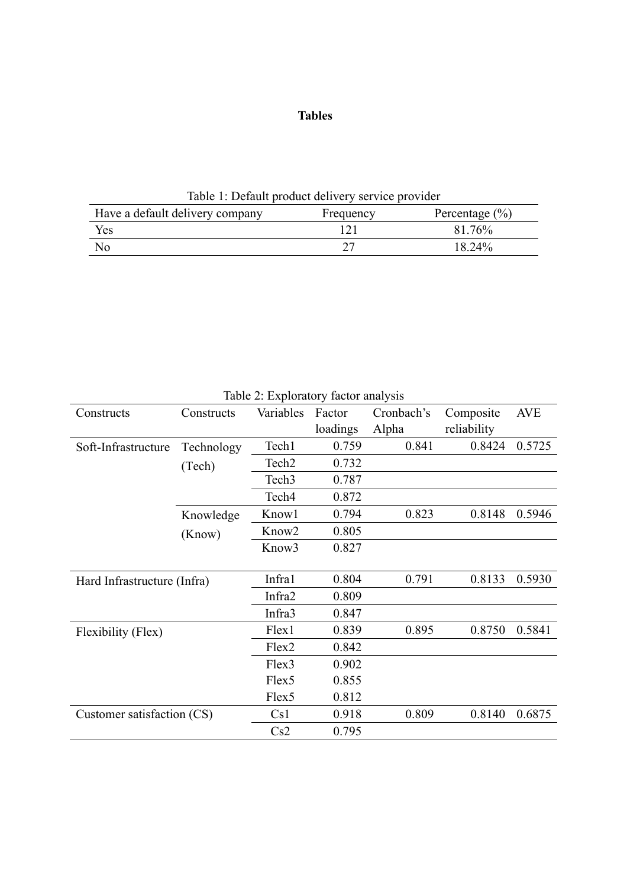**Tables**

Table 1: Default product delivery service provider

| Have a default delivery company | Frequency | Percentage (%) |
|---|---|---|
| Yes | 121 | 81.76% |
| No | 27 | 18.24% |

Table 2: Exploratory factor analysis

| Constructs | Constructs | Variables | Factor loadings | Cronbach's Alpha | Composite reliability | AVE |
|---|---|---|---|---|---|---|
| Soft-Infrastructure | Technology (Tech) | Tech1 | 0.759 | 0.841 | 0.8424 | 0.5725 |
| | | Tech2 | 0.732 | | | |
| | | Tech3 | 0.787 | | | |
| | | Tech4 | 0.872 | | | |
| | Knowledge (Know) | Know1 | 0.794 | 0.823 | 0.8148 | 0.5946 |
| | | Know2 | 0.805 | | | |
| | | Know3 | 0.827 | | | |
| Hard Infrastructure (Infra) | | Infra1 | 0.804 | 0.791 | 0.8133 | 0.5930 |
| | | Infra2 | 0.809 | | | |
| | | Infra3 | 0.847 | | | |
| Flexibility (Flex) | | Flex1 | 0.839 | 0.895 | 0.8750 | 0.5841 |
| | | Flex2 | 0.842 | | | |
| | | Flex3 | 0.902 | | | |
| | | Flex5 | 0.855 | | | |
| | | Flex5 | 0.812 | | | |
| Customer satisfaction (CS) | | Cs1 | 0.918 | 0.809 | 0.8140 | 0.6875 |
| | | Cs2 | 0.795 | | | |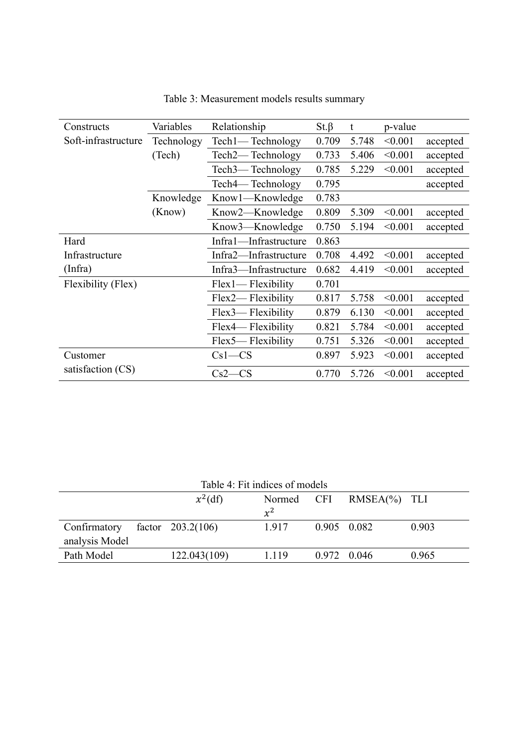Table 3: Measurement models results summary

| Constructs | Variables | Relationship | St.β | t | p-value | |
|---|---|---|---|---|---|---|
| Soft-infrastructure | Technology (Tech) | Tech1— Technology | 0.709 | 5.748 | <0.001 | accepted |
| | | Tech2— Technology | 0.733 | 5.406 | <0.001 | accepted |
| | | Tech3— Technology | 0.785 | 5.229 | <0.001 | accepted |
| | | Tech4— Technology | 0.795 | | | accepted |
| | Knowledge (Know) | Know1—Knowledge | 0.783 | | | |
| | | Know2—Knowledge | 0.809 | 5.309 | <0.001 | accepted |
| | | Know3—Knowledge | 0.750 | 5.194 | <0.001 | accepted |
| Hard Infrastructure (Infra) | | Infra1—Infrastructure | 0.863 | | | |
| | | Infra2—Infrastructure | 0.708 | 4.492 | <0.001 | accepted |
| | | Infra3—Infrastructure | 0.682 | 4.419 | <0.001 | accepted |
| Flexibility (Flex) | | Flex1— Flexibility | 0.701 | | | |
| | | Flex2— Flexibility | 0.817 | 5.758 | <0.001 | accepted |
| | | Flex3— Flexibility | 0.879 | 6.130 | <0.001 | accepted |
| | | Flex4— Flexibility | 0.821 | 5.784 | <0.001 | accepted |
| | | Flex5— Flexibility | 0.751 | 5.326 | <0.001 | accepted |
| Customer satisfaction (CS) | | Cs1—CS | 0.897 | 5.923 | <0.001 | accepted |
| | | Cs2—CS | 0.770 | 5.726 | <0.001 | accepted |

Table 4: Fit indices of models

| | $x^2$(df) | Normed $x^2$ | CFI | RMSEA(%) | TLI |
|---|---|---|---|---|---|
| Confirmatory factor analysis Model | 203.2(106) | 1.917 | 0.905 | 0.082 | 0.903 |
| Path Model | 122.043(109) | 1.119 | 0.972 | 0.046 | 0.965 |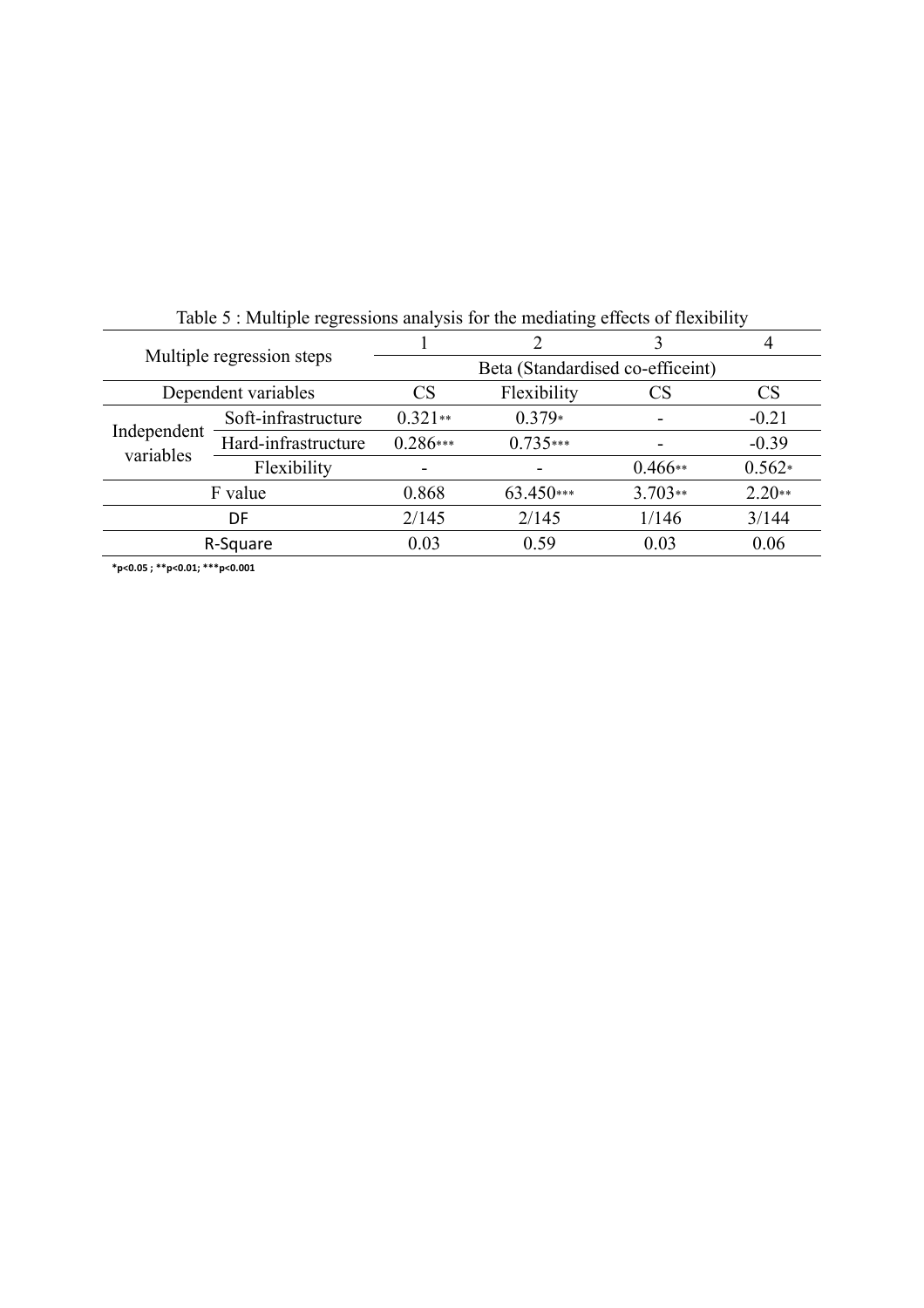Table 5 : Multiple regressions analysis for the mediating effects of flexibility

| Multiple regression steps | | 1 | 2 | 3 | 4 |
|---|---|---|---|---|---|
| | | Beta (Standardised co-efficeint) | | | |
| Dependent variables | | CS | Flexibility | CS | CS |
| Independent variables | Soft-infrastructure | 0.321** | 0.379* | - | -0.21 |
| | Hard-infrastructure | 0.286*** | 0.735*** | - | -0.39 |
| | Flexibility | - | - | 0.466** | 0.562* |
| F value | | 0.868 | 63.450*** | 3.703** | 2.20** |
| DF | | 2/145 | 2/145 | 1/146 | 3/144 |
| R-Square | | 0.03 | 0.59 | 0.03 | 0.06 |

**$^{*}p<0.05$ ; $^{**}p<0.01$; $^{***}p<0.001$**